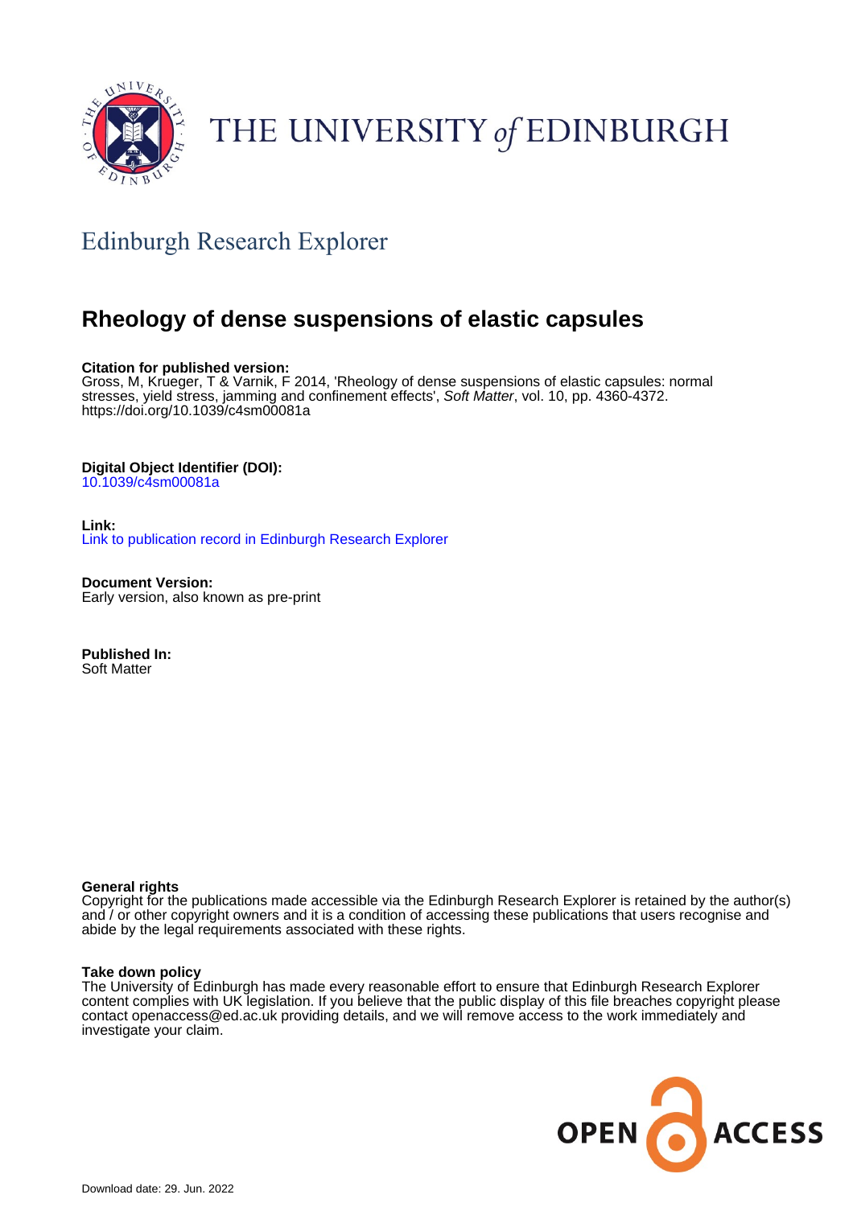# Edinburgh Research Explorer

## Rheology of dense suspensions of elastic capsules

**Citation for published version:**
Gross, M, Krueger, T & Varnik, F 2014, 'Rheology of dense suspensions of elastic capsules: normal stresses, yield stress, jamming and confinement effects', *Soft Matter*, vol. 10, pp. 4360-4372. https://doi.org/10.1039/c4sm00081a

**Digital Object Identifier (DOI):**
10.1039/c4sm00081a

**Link:**
Link to publication record in Edinburgh Research Explorer

**Document Version:**
Early version, also known as pre-print

**Published In:**
Soft Matter

**General rights**
Copyright for the publications made accessible via the Edinburgh Research Explorer is retained by the author(s) and / or other copyright owners and it is a condition of accessing these publications that users recognise and abide by the legal requirements associated with these rights.

**Take down policy**
The University of Edinburgh has made every reasonable effort to ensure that Edinburgh Research Explorer content complies with UK legislation. If you believe that the public display of this file breaches copyright please contact openaccess@ed.ac.uk providing details, and we will remove access to the work immediately and investigate your claim.

Download date: 29. Jun. 2022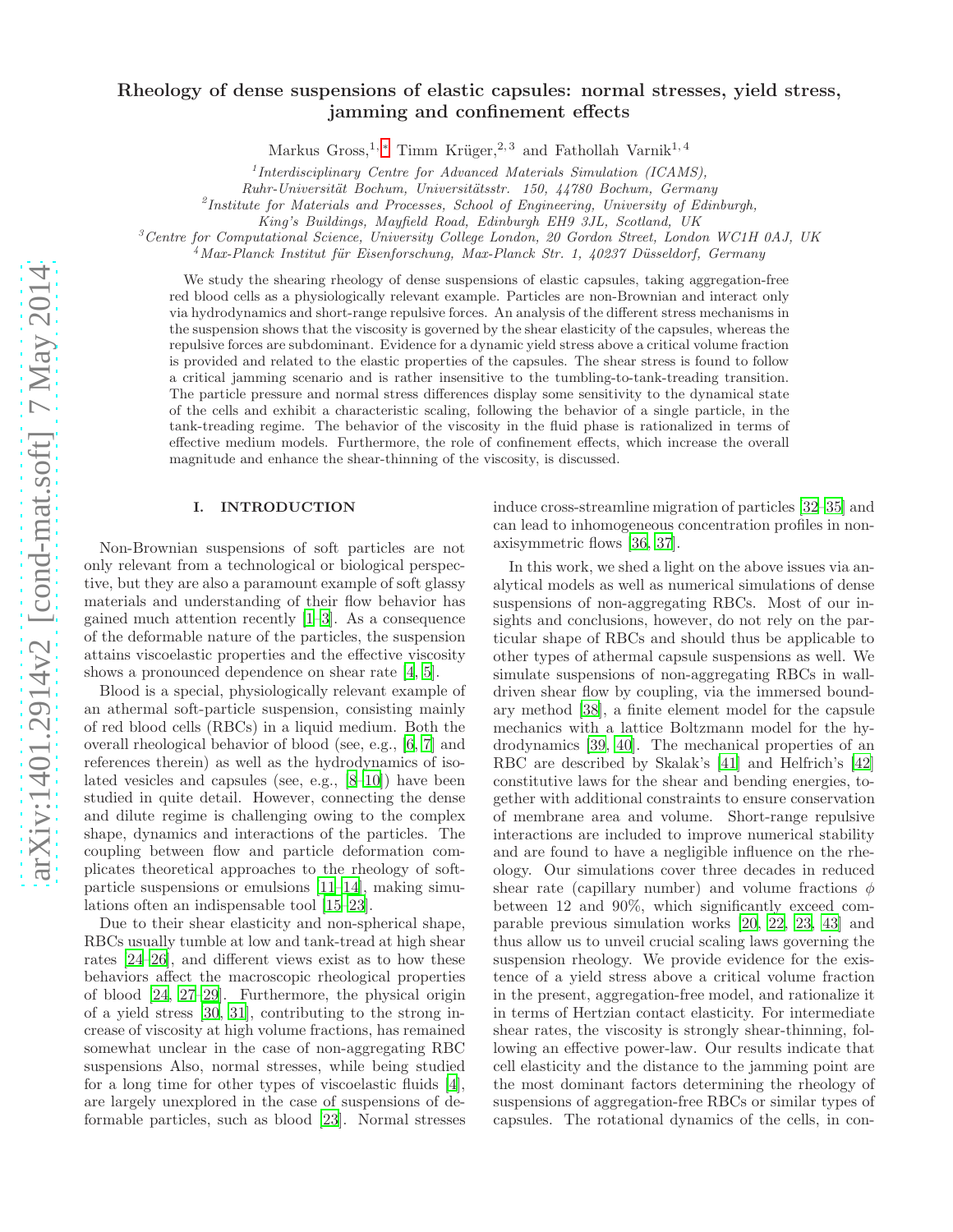# Rheology of dense suspensions of elastic capsules: normal stresses, yield stress, jamming and confinement effects

Markus Gross,[1,*] Timm Krüger,[2,3] and Fathollah Varnik[1,4]

[1] *Interdisciplinary Centre for Advanced Materials Simulation (ICAMS), Ruhr-Universität Bochum, Universitätsstr. 150, 44780 Bochum, Germany*
[2] *Institute for Materials and Processes, School of Engineering, University of Edinburgh, King's Buildings, Mayfield Road, Edinburgh EH9 3JL, Scotland, UK*
[3] *Centre for Computational Science, University College London, 20 Gordon Street, London WC1H 0AJ, UK*
[4] *Max-Planck Institut für Eisenforschung, Max-Planck Str. 1, 40237 Düsseldorf, Germany*

We study the shearing rheology of dense suspensions of elastic capsules, taking aggregation-free red blood cells as a physiologically relevant example. Particles are non-Brownian and interact only via hydrodynamics and short-range repulsive forces. An analysis of the different stress mechanisms in the suspension shows that the viscosity is governed by the shear elasticity of the capsules, whereas the repulsive forces are subdominant. Evidence for a dynamic yield stress above a critical volume fraction is provided and related to the elastic properties of the capsules. The shear stress is found to follow a critical jamming scenario and is rather insensitive to the tumbling-to-tank-treading transition. The particle pressure and normal stress differences display some sensitivity to the dynamical state of the cells and exhibit a characteristic scaling, following the behavior of a single particle, in the tank-treading regime. The behavior of the viscosity in the fluid phase is rationalized in terms of effective medium models. Furthermore, the role of confinement effects, which increase the overall magnitude and enhance the shear-thinning of the viscosity, is discussed.

## I. INTRODUCTION

Non-Brownian suspensions of soft particles are not only relevant from a technological or biological perspective, but they are also a paramount example of soft glassy materials and understanding of their flow behavior has gained much attention recently [1–3]. As a consequence of the deformable nature of the particles, the suspension attains viscoelastic properties and the effective viscosity shows a pronounced dependence on shear rate [4, 5].

Blood is a special, physiologically relevant example of an athermal soft-particle suspension, consisting mainly of red blood cells (RBCs) in a liquid medium. Both the overall rheological behavior of blood (see, e.g., [6, 7] and references therein) as well as the hydrodynamics of isolated vesicles and capsules (see, e.g., [8–10]) have been studied in quite detail. However, connecting the dense and dilute regime is challenging owing to the complex shape, dynamics and interactions of the particles. The coupling between flow and particle deformation complicates theoretical approaches to the rheology of soft-particle suspensions or emulsions [11–14], making simulations often an indispensable tool [15–23].

Due to their shear elasticity and non-spherical shape, RBCs usually tumble at low and tank-tread at high shear rates [24–26], and different views exist as to how these behaviors affect the macroscopic rheological properties of blood [24, 27–29]. Furthermore, the physical origin of a yield stress [30, 31], contributing to the strong increase of viscosity at high volume fractions, has remained somewhat unclear in the case of non-aggregating RBC suspensions Also, normal stresses, while being studied for a long time for other types of viscoelastic fluids [4], are largely unexplored in the case of suspensions of deformable particles, such as blood [23]. Normal stresses induce cross-streamline migration of particles [32–35] and can lead to inhomogeneous concentration profiles in non-axisymmetric flows [36, 37].

In this work, we shed a light on the above issues via analytical models as well as numerical simulations of dense suspensions of non-aggregating RBCs. Most of our insights and conclusions, however, do not rely on the particular shape of RBCs and should thus be applicable to other types of athermal capsule suspensions as well. We simulate suspensions of non-aggregating RBCs in wall-driven shear flow by coupling, via the immersed boundary method [38], a finite element model for the capsule mechanics with a lattice Boltzmann model for the hydrodynamics [39, 40]. The mechanical properties of an RBC are described by Skalak's [41] and Helfrich's [42] constitutive laws for the shear and bending energies, together with additional constraints to ensure conservation of membrane area and volume. Short-range repulsive interactions are included to improve numerical stability and are found to have a negligible influence on the rheology. Our simulations cover three decades in reduced shear rate (capillary number) and volume fractions $\phi$ between 12 and 90%, which significantly exceed comparable previous simulation works [20, 22, 23, 43] and thus allow us to unveil crucial scaling laws governing the suspension rheology. We provide evidence for the existence of a yield stress above a critical volume fraction in the present, aggregation-free model, and rationalize it in terms of Hertzian contact elasticity. For intermediate shear rates, the viscosity is strongly shear-thinning, following an effective power-law. Our results indicate that cell elasticity and the distance to the jamming point are the most dominant factors determining the rheology of suspensions of aggregation-free RBCs or similar types of capsules. The rotational dynamics of the cells, in con-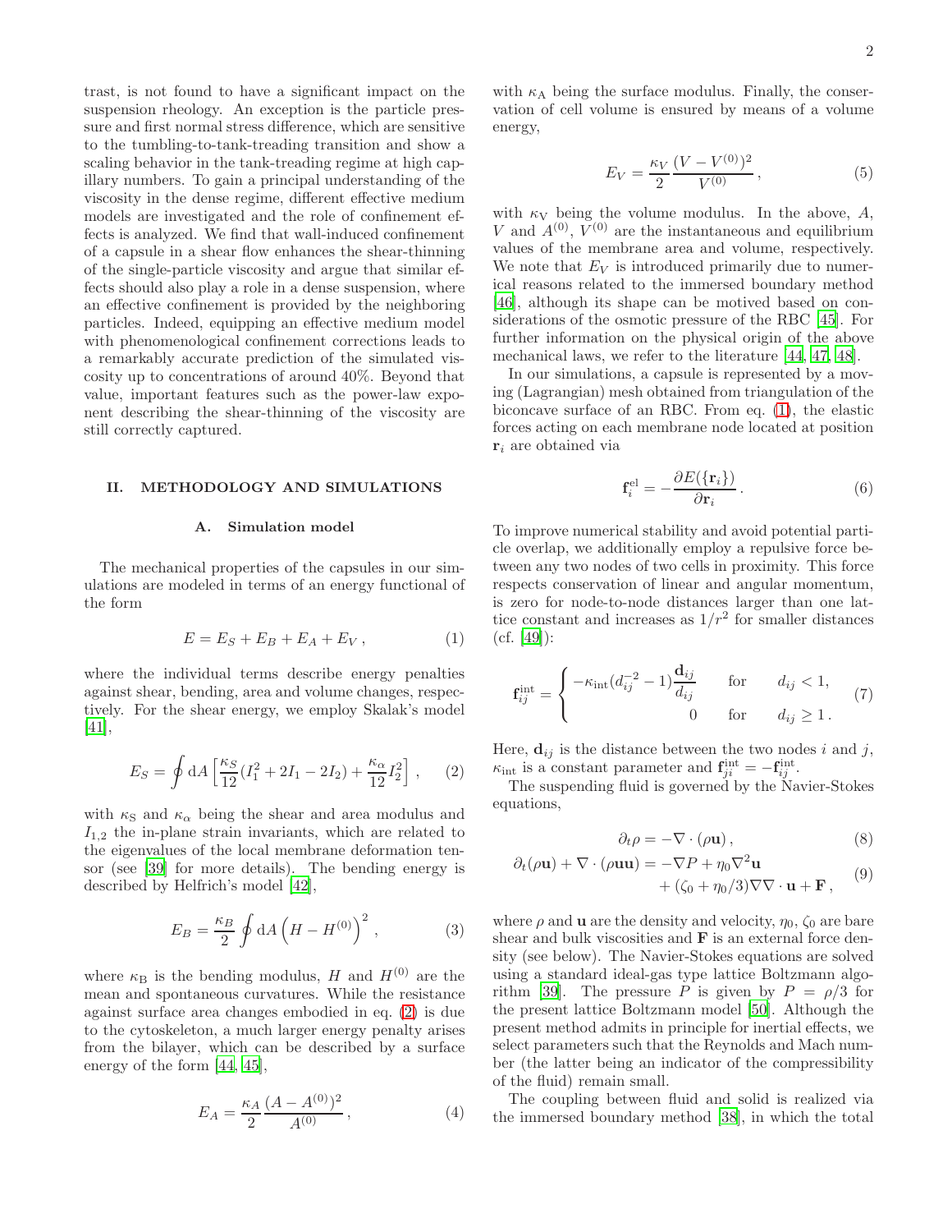trast, is not found to have a significant impact on the suspension rheology. An exception is the particle pressure and first normal stress difference, which are sensitive to the tumbling-to-tank-treading transition and show a scaling behavior in the tank-treading regime at high capillary numbers. To gain a principal understanding of the viscosity in the dense regime, different effective medium models are investigated and the role of confinement effects is analyzed. We find that wall-induced confinement of a capsule in a shear flow enhances the shear-thinning of the single-particle viscosity and argue that similar effects should also play a role in a dense suspension, where an effective confinement is provided by the neighboring particles. Indeed, equipping an effective medium model with phenomenological confinement corrections leads to a remarkably accurate prediction of the simulated viscosity up to concentrations of around 40%. Beyond that value, important features such as the power-law exponent describing the shear-thinning of the viscosity are still correctly captured.

## II. METHODOLOGY AND SIMULATIONS

### A. Simulation model

The mechanical properties of the capsules in our simulations are modeled in terms of an energy functional of the form

$$E = E_S + E_B + E_A + E_V\,, \tag{1}$$

where the individual terms describe energy penalties against shear, bending, area and volume changes, respectively. For the shear energy, we employ Skalak's model [41],

$$E_S = \oint \mathrm{d}A \left[\frac{\kappa_S}{12}(I_1^2 + 2I_1 - 2I_2) + \frac{\kappa_\alpha}{12} I_2^2\right]\,, \tag{2}$$

with $\kappa_\mathrm{S}$ and $\kappa_\alpha$ being the shear and area modulus and $I_{1,2}$ the in-plane strain invariants, which are related to the eigenvalues of the local membrane deformation tensor (see [39] for more details). The bending energy is described by Helfrich's model [42],

$$E_B = \frac{\kappa_B}{2} \oint \mathrm{d}A \left(H - H^{(0)}\right)^2\,, \tag{3}$$

where $\kappa_\mathrm{B}$ is the bending modulus, $H$ and $H^{(0)}$ are the mean and spontaneous curvatures. While the resistance against surface area changes embodied in eq. (2) is due to the cytoskeleton, a much larger energy penalty arises from the bilayer, which can be described by a surface energy of the form [44, 45],

$$E_A = \frac{\kappa_A}{2} \frac{(A - A^{(0)})^2}{A^{(0)}}\,, \tag{4}$$

with $\kappa_\mathrm{A}$ being the surface modulus. Finally, the conservation of cell volume is ensured by means of a volume energy,

$$E_V = \frac{\kappa_V}{2} \frac{(V - V^{(0)})^2}{V^{(0)}}\,, \tag{5}$$

with $\kappa_\mathrm{V}$ being the volume modulus. In the above, $A$, $V$ and $A^{(0)}$, $V^{(0)}$ are the instantaneous and equilibrium values of the membrane area and volume, respectively. We note that $E_V$ is introduced primarily due to numerical reasons related to the immersed boundary method [46], although its shape can be motived based on considerations of the osmotic pressure of the RBC [45]. For further information on the physical origin of the above mechanical laws, we refer to the literature [44, 47, 48].

In our simulations, a capsule is represented by a moving (Lagrangian) mesh obtained from triangulation of the biconcave surface of an RBC. From eq. (1), the elastic forces acting on each membrane node located at position $\mathbf{r}_i$ are obtained via

$$\mathbf{f}_i^{\mathrm{el}} = -\frac{\partial E(\{\mathbf{r}_i\})}{\partial \mathbf{r}_i}\,. \tag{6}$$

To improve numerical stability and avoid potential particle overlap, we additionally employ a repulsive force between any two nodes of two cells in proximity. This force respects conservation of linear and angular momentum, is zero for node-to-node distances larger than one lattice constant and increases as $1/r^2$ for smaller distances (cf. [49]):

$$\mathbf{f}_{ij}^{\mathrm{int}} = \begin{cases} -\kappa_{\mathrm{int}}(d_{ij}^{-2} - 1)\dfrac{\mathbf{d}_{ij}}{d_{ij}} & \text{for} \quad d_{ij} < 1, \\ 0 & \text{for} \quad d_{ij} \geq 1\,. \end{cases} \tag{7}$$

Here, $\mathbf{d}_{ij}$ is the distance between the two nodes $i$ and $j$, $\kappa_{\mathrm{int}}$ is a constant parameter and $\mathbf{f}_{ji}^{\mathrm{int}} = -\mathbf{f}_{ij}^{\mathrm{int}}$.

The suspending fluid is governed by the Navier-Stokes equations,

$$\partial_t \rho = -\nabla \cdot (\rho \mathbf{u})\,, \tag{8}$$

$$\partial_t(\rho \mathbf{u}) + \nabla \cdot (\rho \mathbf{u}\mathbf{u}) = -\nabla P + \eta_0 \nabla^2 \mathbf{u} + (\zeta_0 + \eta_0/3)\nabla\nabla \cdot \mathbf{u} + \mathbf{F}\,, \tag{9}$$

where $\rho$ and $\mathbf{u}$ are the density and velocity, $\eta_0$, $\zeta_0$ are bare shear and bulk viscosities and $\mathbf{F}$ is an external force density (see below). The Navier-Stokes equations are solved using a standard ideal-gas type lattice Boltzmann algorithm [39]. The pressure $P$ is given by $P = \rho/3$ for the present lattice Boltzmann model [50]. Although the present method admits in principle for inertial effects, we select parameters such that the Reynolds and Mach number (the latter being an indicator of the compressibility of the fluid) remain small.

The coupling between fluid and solid is realized via the immersed boundary method [38], in which the total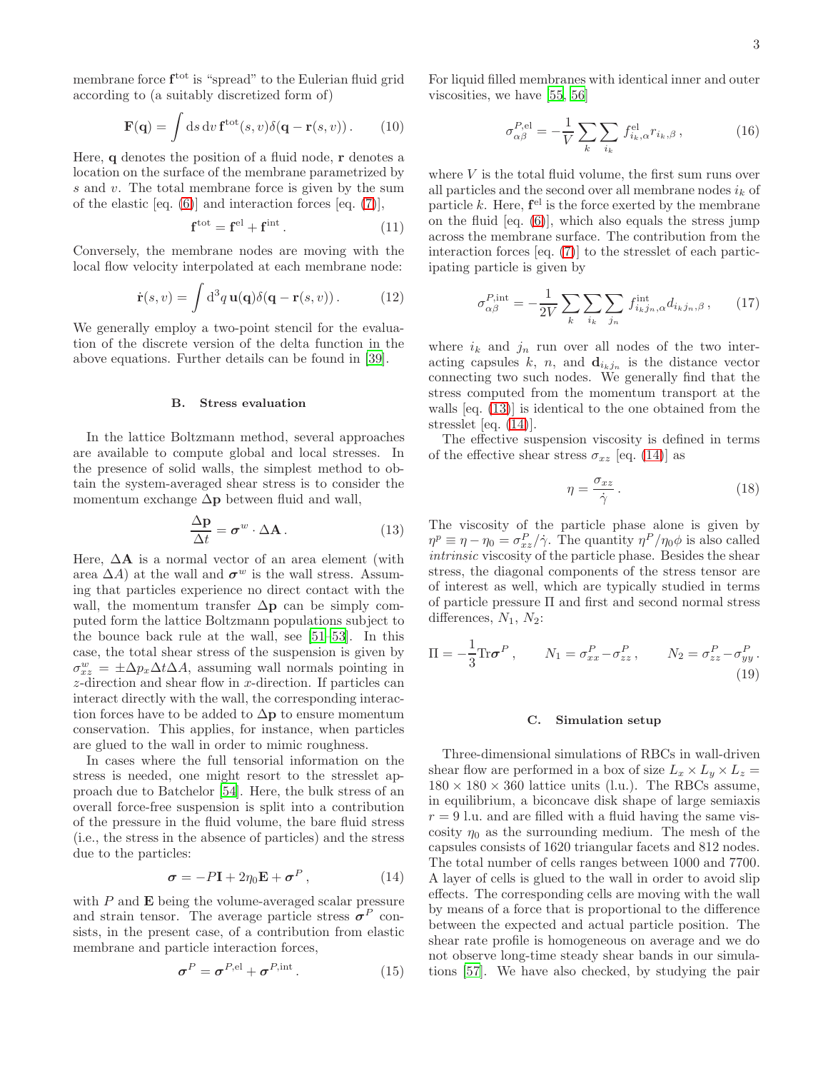membrane force $\mathbf{f}^{\rm tot}$ is "spread" to the Eulerian fluid grid according to (a suitably discretized form of)

$$\mathbf{F}(\mathbf{q}) = \int \mathrm{d}s\,\mathrm{d}v\, \mathbf{f}^{\rm tot}(s,v)\delta(\mathbf{q}-\mathbf{r}(s,v))\,. \qquad (10)$$

Here, $\mathbf{q}$ denotes the position of a fluid node, $\mathbf{r}$ denotes a location on the surface of the membrane parametrized by $s$ and $v$. The total membrane force is given by the sum of the elastic [eq. (6)] and interaction forces [eq. (7)],

$$\mathbf{f}^{\rm tot} = \mathbf{f}^{\rm el} + \mathbf{f}^{\rm int}\,. \qquad (11)$$

Conversely, the membrane nodes are moving with the local flow velocity interpolated at each membrane node:

$$\dot{\mathbf{r}}(s,v) = \int \mathrm{d}^3 q\, \mathbf{u}(\mathbf{q})\delta(\mathbf{q}-\mathbf{r}(s,v))\,. \qquad (12)$$

We generally employ a two-point stencil for the evaluation of the discrete version of the delta function in the above equations. Further details can be found in [39].

### B. Stress evaluation

In the lattice Boltzmann method, several approaches are available to compute global and local stresses. In the presence of solid walls, the simplest method to obtain the system-averaged shear stress is to consider the momentum exchange $\Delta\mathbf{p}$ between fluid and wall,

$$\frac{\Delta\mathbf{p}}{\Delta t} = \boldsymbol{\sigma}^w \cdot \Delta\mathbf{A}\,. \qquad (13)$$

Here, $\Delta\mathbf{A}$ is a normal vector of an area element (with area $\Delta A$) at the wall and $\boldsymbol{\sigma}^w$ is the wall stress. Assuming that particles experience no direct contact with the wall, the momentum transfer $\Delta\mathbf{p}$ can be simply computed form the lattice Boltzmann populations subject to the bounce back rule at the wall, see [51–53]. In this case, the total shear stress of the suspension is given by $\sigma^w_{xz} = \pm\Delta p_x \Delta t \Delta A$, assuming wall normals pointing in $z$-direction and shear flow in $x$-direction. If particles can interact directly with the wall, the corresponding interaction forces have to be added to $\Delta\mathbf{p}$ to ensure momentum conservation. This applies, for instance, when particles are glued to the wall in order to mimic roughness.

In cases where the full tensorial information on the stress is needed, one might resort to the stresslet approach due to Batchelor [54]. Here, the bulk stress of an overall force-free suspension is split into a contribution of the pressure in the fluid volume, the bare fluid stress (i.e., the stress in the absence of particles) and the stress due to the particles:

$$\boldsymbol{\sigma} = -P\mathbf{I} + 2\eta_0\mathbf{E} + \boldsymbol{\sigma}^P\,, \qquad (14)$$

with $P$ and $\mathbf{E}$ being the volume-averaged scalar pressure and strain tensor. The average particle stress $\boldsymbol{\sigma}^P$ consists, in the present case, of a contribution from elastic membrane and particle interaction forces,

$$\boldsymbol{\sigma}^P = \boldsymbol{\sigma}^{P,\rm el} + \boldsymbol{\sigma}^{P,\rm int}\,. \qquad (15)$$

For liquid filled membranes with identical inner and outer viscosities, we have [55, 56]

$$\sigma^{P,\rm el}_{\alpha\beta} = -\frac{1}{V}\sum_k \sum_{i_k} f^{\rm el}_{i_k,\alpha} r_{i_k,\beta}\,, \qquad (16)$$

where $V$ is the total fluid volume, the first sum runs over all particles and the second over all membrane nodes $i_k$ of particle $k$. Here, $\mathbf{f}^{\rm el}$ is the force exerted by the membrane on the fluid [eq. (6)], which also equals the stress jump across the membrane surface. The contribution from the interaction forces [eq. (7)] to the stresslet of each participating particle is given by

$$\sigma^{P,\rm int}_{\alpha\beta} = -\frac{1}{2V}\sum_k \sum_{i_k} \sum_{j_n} f^{\rm int}_{i_k j_n,\alpha} d_{i_k j_n,\beta}\,, \qquad (17)$$

where $i_k$ and $j_n$ run over all nodes of the two interacting capsules $k$, $n$, and $\mathbf{d}_{i_k j_n}$ is the distance vector connecting two such nodes. We generally find that the stress computed from the momentum transport at the walls [eq. (13)] is identical to the one obtained from the stresslet [eq. (14)].

The effective suspension viscosity is defined in terms of the effective shear stress $\sigma_{xz}$ [eq. (14)] as

$$\eta = \frac{\sigma_{xz}}{\dot\gamma}\,. \qquad (18)$$

The viscosity of the particle phase alone is given by $\eta^p \equiv \eta - \eta_0 = \sigma^P_{xz}/\dot\gamma$. The quantity $\eta^P/\eta_0\phi$ is also called *intrinsic* viscosity of the particle phase. Besides the shear stress, the diagonal components of the stress tensor are of interest as well, which are typically studied in terms of particle pressure $\Pi$ and first and second normal stress differences, $N_1$, $N_2$:

$$\Pi = -\frac{1}{3}\mathrm{Tr}\boldsymbol{\sigma}^P\,, \qquad N_1 = \sigma^P_{xx} - \sigma^P_{zz}\,, \qquad N_2 = \sigma^P_{zz} - \sigma^P_{yy}\,. \qquad (19)$$

### C. Simulation setup

Three-dimensional simulations of RBCs in wall-driven shear flow are performed in a box of size $L_x \times L_y \times L_z = 180 \times 180 \times 360$ lattice units (l.u.). The RBCs assume, in equilibrium, a biconcave disk shape of large semiaxis $r = 9$ l.u. and are filled with a fluid having the same viscosity $\eta_0$ as the surrounding medium. The mesh of the capsules consists of 1620 triangular facets and 812 nodes. The total number of cells ranges between 1000 and 7700. A layer of cells is glued to the wall in order to avoid slip effects. The corresponding cells are moving with the wall by means of a force that is proportional to the difference between the expected and actual particle position. The shear rate profile is homogeneous on average and we do not observe long-time steady shear bands in our simulations [57]. We have also checked, by studying the pair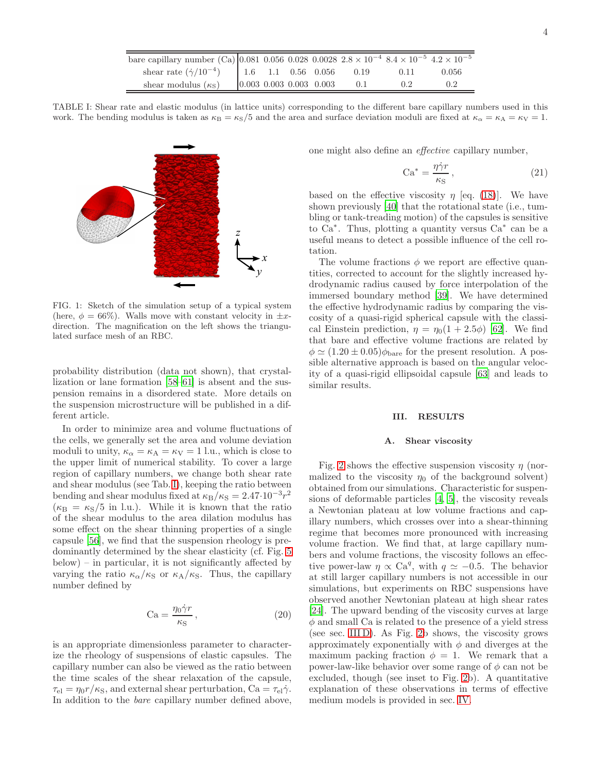| bare capillary number (Ca) | 0.081 | 0.056 | 0.028 | 0.0028 | $2.8 \times 10^{-4}$ | $8.4 \times 10^{-5}$ | $4.2 \times 10^{-5}$ |
|---|---|---|---|---|---|---|---|
| shear rate ($\dot{\gamma}/10^{-4}$) | 1.6 | 1.1 | 0.56 | 0.056 | 0.19 | 0.11 | 0.056 |
| shear modulus ($\kappa_S$) | 0.003 | 0.003 | 0.003 | 0.003 | 0.1 | 0.2 | 0.2 |

TABLE I: Shear rate and elastic modulus (in lattice units) corresponding to the different bare capillary numbers used in this work. The bending modulus is taken as $\kappa_B = \kappa_S/5$ and the area and surface deviation moduli are fixed at $\kappa_\alpha = \kappa_A = \kappa_V = 1$.

FIG. 1: Sketch of the simulation setup of a typical system (here, $\phi = 66\%$). Walls move with constant velocity in $\pm x$-direction. The magnification on the left shows the triangulated surface mesh of an RBC.

probability distribution (data not shown), that crystallization or lane formation [58–61] is absent and the suspension remains in a disordered state. More details on the suspension microstructure will be published in a different article.

In order to minimize area and volume fluctuations of the cells, we generally set the area and volume deviation moduli to unity, $\kappa_\alpha = \kappa_A = \kappa_V = 1$ l.u., which is close to the upper limit of numerical stability. To cover a large region of capillary numbers, we change both shear rate and shear modulus (see Tab. I), keeping the ratio between bending and shear modulus fixed at $\kappa_B/\kappa_S = 2.47 \cdot 10^{-3} r^2$ ($\kappa_B = \kappa_S/5$ in l.u.). While it is known that the ratio of the shear modulus to the area dilation modulus has some effect on the shear thinning properties of a single capsule [56], we find that the suspension rheology is predominantly determined by the shear elasticity (cf. Fig. 5 below) – in particular, it is not significantly affected by varying the ratio $\kappa_\alpha/\kappa_S$ or $\kappa_A/\kappa_S$. Thus, the capillary number defined by

$$\mathrm{Ca} = \frac{\eta_0 \dot{\gamma} r}{\kappa_S}, \tag{20}$$

is an appropriate dimensionless parameter to characterize the rheology of suspensions of elastic capsules. The capillary number can also be viewed as the ratio between the time scales of the shear relaxation of the capsule, $\tau_{el} = \eta_0 r/\kappa_S$, and external shear perturbation, $\mathrm{Ca} = \tau_{el}\dot{\gamma}$. In addition to the *bare* capillary number defined above, one might also define an *effective* capillary number,

$$\mathrm{Ca}^* = \frac{\eta \dot{\gamma} r}{\kappa_S}, \tag{21}$$

based on the effective viscosity $\eta$ [eq. (18)]. We have shown previously [40] that the rotational state (i.e., tumbling or tank-treading motion) of the capsules is sensitive to $\mathrm{Ca}^*$. Thus, plotting a quantity versus $\mathrm{Ca}^*$ can be a useful means to detect a possible influence of the cell rotation.

The volume fractions $\phi$ we report are effective quantities, corrected to account for the slightly increased hydrodynamic radius caused by force interpolation of the immersed boundary method [39]. We have determined the effective hydrodynamic radius by comparing the viscosity of a quasi-rigid spherical capsule with the classical Einstein prediction, $\eta = \eta_0(1 + 2.5\phi)$ [62]. We find that bare and effective volume fractions are related by $\phi \simeq (1.20 \pm 0.05)\phi_{\mathrm{bare}}$ for the present resolution. A possible alternative approach is based on the angular velocity of a quasi-rigid ellipsoidal capsule [63] and leads to similar results.

## III. RESULTS

### A. Shear viscosity

Fig. 2 shows the effective suspension viscosity $\eta$ (normalized to the viscosity $\eta_0$ of the background solvent) obtained from our simulations. Characteristic for suspensions of deformable particles [4, 5], the viscosity reveals a Newtonian plateau at low volume fractions and capillary numbers, which crosses over into a shear-thinning regime that becomes more pronounced with increasing volume fraction. We find that, at large capillary numbers and volume fractions, the viscosity follows an effective power-law $\eta \propto \mathrm{Ca}^q$, with $q \simeq -0.5$. The behavior at still larger capillary numbers is not accessible in our simulations, but experiments on RBC suspensions have observed another Newtonian plateau at high shear rates [24]. The upward bending of the viscosity curves at large $\phi$ and small Ca is related to the presence of a yield stress (see sec. III D). As Fig. 2b shows, the viscosity grows approximately exponentially with $\phi$ and diverges at the maximum packing fraction $\phi = 1$. We remark that a power-law-like behavior over some range of $\phi$ can not be excluded, though (see inset to Fig. 2b). A quantitative explanation of these observations in terms of effective medium models is provided in sec. IV.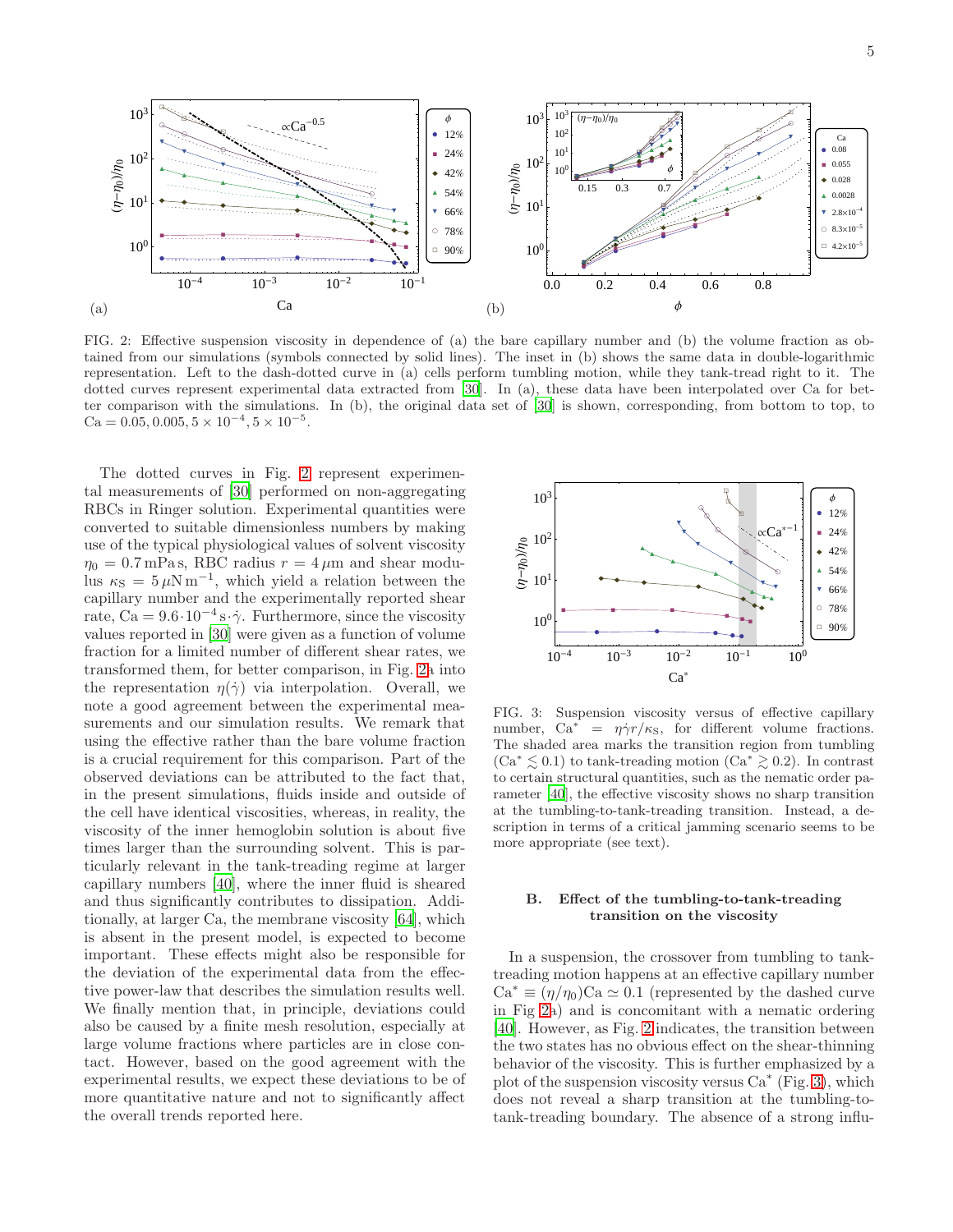FIG. 2: Effective suspension viscosity in dependence of (a) the bare capillary number and (b) the volume fraction as obtained from our simulations (symbols connected by solid lines). The inset in (b) shows the same data in double-logarithmic representation. Left to the dash-dotted curve in (a) cells perform tumbling motion, while they tank-tread right to it. The dotted curves represent experimental data extracted from [30]. In (a), these data have been interpolated over Ca for better comparison with the simulations. In (b), the original data set of [30] is shown, corresponding, from bottom to top, to $\mathrm{Ca} = 0.05, 0.005, 5 \times 10^{-4}, 5 \times 10^{-5}$.

The dotted curves in Fig. 2 represent experimental measurements of [30] performed on non-aggregating RBCs in Ringer solution. Experimental quantities were converted to suitable dimensionless numbers by making use of the typical physiological values of solvent viscosity $\eta_0 = 0.7\,\mathrm{mPa\,s}$, RBC radius $r = 4\,\mu\mathrm{m}$ and shear modulus $\kappa_S = 5\,\mu\mathrm{N\,m}^{-1}$, which yield a relation between the capillary number and the experimentally reported shear rate, $\mathrm{Ca} = 9.6 \cdot 10^{-4}\,\mathrm{s} \cdot \dot{\gamma}$. Furthermore, since the viscosity values reported in [30] were given as a function of volume fraction for a limited number of different shear rates, we transformed them, for better comparison, in Fig. 2a into the representation $\eta(\dot{\gamma})$ via interpolation. Overall, we note a good agreement between the experimental measurements and our simulation results. We remark that using the effective rather than the bare volume fraction is a crucial requirement for this comparison. Part of the observed deviations can be attributed to the fact that, in the present simulations, fluids inside and outside of the cell have identical viscosities, whereas, in reality, the viscosity of the inner hemoglobin solution is about five times larger than the surrounding solvent. This is particularly relevant in the tank-treading regime at larger capillary numbers [40], where the inner fluid is sheared and thus significantly contributes to dissipation. Additionally, at larger Ca, the membrane viscosity [64], which is absent in the present model, is expected to become important. These effects might also be responsible for the deviation of the experimental data from the effective power-law that describes the simulation results well. We finally mention that, in principle, deviations could also be caused by a finite mesh resolution, especially at large volume fractions where particles are in close contact. However, based on the good agreement with the experimental results, we expect these deviations to be of more quantitative nature and not to significantly affect the overall trends reported here.

FIG. 3: Suspension viscosity versus of effective capillary number, $\mathrm{Ca}^* = \eta\dot{\gamma}r/\kappa_S$, for different volume fractions. The shaded area marks the transition region from tumbling ($\mathrm{Ca}^* \lesssim 0.1$) to tank-treading motion ($\mathrm{Ca}^* \gtrsim 0.2$). In contrast to certain structural quantities, such as the nematic order parameter [40], the effective viscosity shows no sharp transition at the tumbling-to-tank-treading transition. Instead, a description in terms of a critical jamming scenario seems to be more appropriate (see text).

### B. Effect of the tumbling-to-tank-treading transition on the viscosity

In a suspension, the crossover from tumbling to tank-treading motion happens at an effective capillary number $\mathrm{Ca}^* \equiv (\eta/\eta_0)\mathrm{Ca} \simeq 0.1$ (represented by the dashed curve in Fig 2a) and is concomitant with a nematic ordering [40]. However, as Fig. 2 indicates, the transition between the two states has no obvious effect on the shear-thinning behavior of the viscosity. This is further emphasized by a plot of the suspension viscosity versus $\mathrm{Ca}^*$ (Fig. 3), which does not reveal a sharp transition at the tumbling-to-tank-treading boundary. The absence of a strong influ-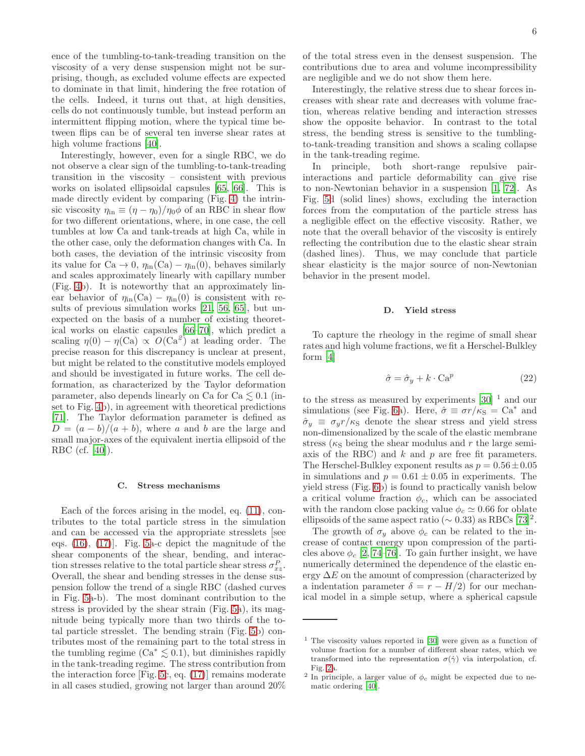ence of the tumbling-to-tank-treading transition on the viscosity of a very dense suspension might not be surprising, though, as excluded volume effects are expected to dominate in that limit, hindering the free rotation of the cells. Indeed, it turns out that, at high densities, cells do not continuously tumble, but instead perform an intermittent flipping motion, where the typical time between flips can be of several ten inverse shear rates at high volume fractions [40].

Interestingly, however, even for a single RBC, we do not observe a clear sign of the tumbling-to-tank-treading transition in the viscosity – consistent with previous works on isolated ellipsoidal capsules [65, 66]. This is made directly evident by comparing (Fig. 4) the intrinsic viscosity $\eta_{\rm in} \equiv (\eta - \eta_0)/\eta_0\phi$ of an RBC in shear flow for two different orientations, where, in one case, the cell tumbles at low Ca and tank-treads at high Ca, while in the other case, only the deformation changes with Ca. In both cases, the deviation of the intrinsic viscosity from its value for $\mathrm{Ca} \to 0$, $\eta_{\rm in}(\mathrm{Ca}) - \eta_{\rm in}(0)$, behaves similarly and scales approximately linearly with capillary number (Fig. 4b). It is noteworthy that an approximately linear behavior of $\eta_{\rm in}(\mathrm{Ca}) - \eta_{\rm in}(0)$ is consistent with results of previous simulation works [21, 56, 65], but unexpected on the basis of a number of existing theoretical works on elastic capsules [66–70], which predict a scaling $\eta(0) - \eta(\mathrm{Ca}) \propto O(\mathrm{Ca}^2)$ at leading order. The precise reason for this discrepancy is unclear at present, but might be related to the constitutive models employed and should be investigated in future works. The cell deformation, as characterized by the Taylor deformation parameter, also depends linearly on Ca for $\mathrm{Ca} \lesssim 0.1$ (inset to Fig. 4b), in agreement with theoretical predictions [71]. The Taylor deformation parameter is defined as $D = (a - b)/(a + b)$, where $a$ and $b$ are the large and small major-axes of the equivalent inertia ellipsoid of the RBC (cf. [40]).

### C. Stress mechanisms

Each of the forces arising in the model, eq. (11), contributes to the total particle stress in the simulation and can be accessed via the appropriate stresslets [see eqs. (16), (17)]. Fig. 5a-c depict the magnitude of the shear components of the shear, bending, and interaction stresses relative to the total particle shear stress $\sigma^P_{xz}$. Overall, the shear and bending stresses in the dense suspension follow the trend of a single RBC (dashed curves in Fig. 5a-b). The most dominant contribution to the stress is provided by the shear strain (Fig. 5a), its magnitude being typically more than two thirds of the total particle stresslet. The bending strain (Fig. 5b) contributes most of the remaining part to the total stress in the tumbling regime ($\mathrm{Ca}^* \lesssim 0.1$), but diminishes rapidly in the tank-treading regime. The stress contribution from the interaction force [Fig. 5c, eq. (17)] remains moderate in all cases studied, growing not larger than around 20% of the total stress even in the densest suspension. The contributions due to area and volume incompressibility are negligible and we do not show them here.

Interestingly, the relative stress due to shear forces increases with shear rate and decreases with volume fraction, whereas relative bending and interaction stresses show the opposite behavior. In contrast to the total stress, the bending stress is sensitive to the tumbling-to-tank-treading transition and shows a scaling collapse in the tank-treading regime.

In principle, both short-range repulsive pair-interactions and particle deformability can give rise to non-Newtonian behavior in a suspension [1, 72]. As Fig. 5d (solid lines) shows, excluding the interaction forces from the computation of the particle stress has a negligible effect on the effective viscosity. Rather, we note that the overall behavior of the viscosity is entirely reflecting the contribution due to the elastic shear strain (dashed lines). Thus, we may conclude that particle shear elasticity is the major source of non-Newtonian behavior in the present model.

### D. Yield stress

To capture the rheology in the regime of small shear rates and high volume fractions, we fit a Herschel-Bulkley form [4]

$$\hat{\sigma} = \hat{\sigma}_y + k \cdot \mathrm{Ca}^p \tag{22}$$

to the stress as measured by experiments [30] [1] and our simulations (see Fig. 6a). Here, $\hat{\sigma} \equiv \sigma r/\kappa_{\rm S} = \mathrm{Ca}^*$ and $\hat{\sigma}_y \equiv \sigma_y r/\kappa_{\rm S}$ denote the shear stress and yield stress non-dimensionalized by the scale of the elastic membrane stress ($\kappa_{\rm S}$ being the shear modulus and $r$ the large semi-axis of the RBC) and $k$ and $p$ are free fit parameters. The Herschel-Bulkley exponent results as $p = 0.56 \pm 0.05$ in simulations and $p = 0.61 \pm 0.05$ in experiments. The yield stress (Fig. 6b) is found to practically vanish below a critical volume fraction $\phi_c$, which can be associated with the random close packing value $\phi_c \simeq 0.66$ for oblate ellipsoids of the same aspect ratio ($\sim 0.33$) as RBCs [73] [2].

The growth of $\sigma_y$ above $\phi_c$ can be related to the increase of contact energy upon compression of the particles above $\phi_c$ [2, 74–76]. To gain further insight, we have numerically determined the dependence of the elastic energy $\Delta E$ on the amount of compression (characterized by a indentation parameter $\delta = r - H/2$) for our mechanical model in a simple setup, where a spherical capsule

---

[1] The viscosity values reported in [30] were given as a function of volume fraction for a number of different shear rates, which we transformed into the representation $\sigma(\dot{\gamma})$ via interpolation, cf. Fig. 2a.

[2] In principle, a larger value of $\phi_c$ might be expected due to nematic ordering [40].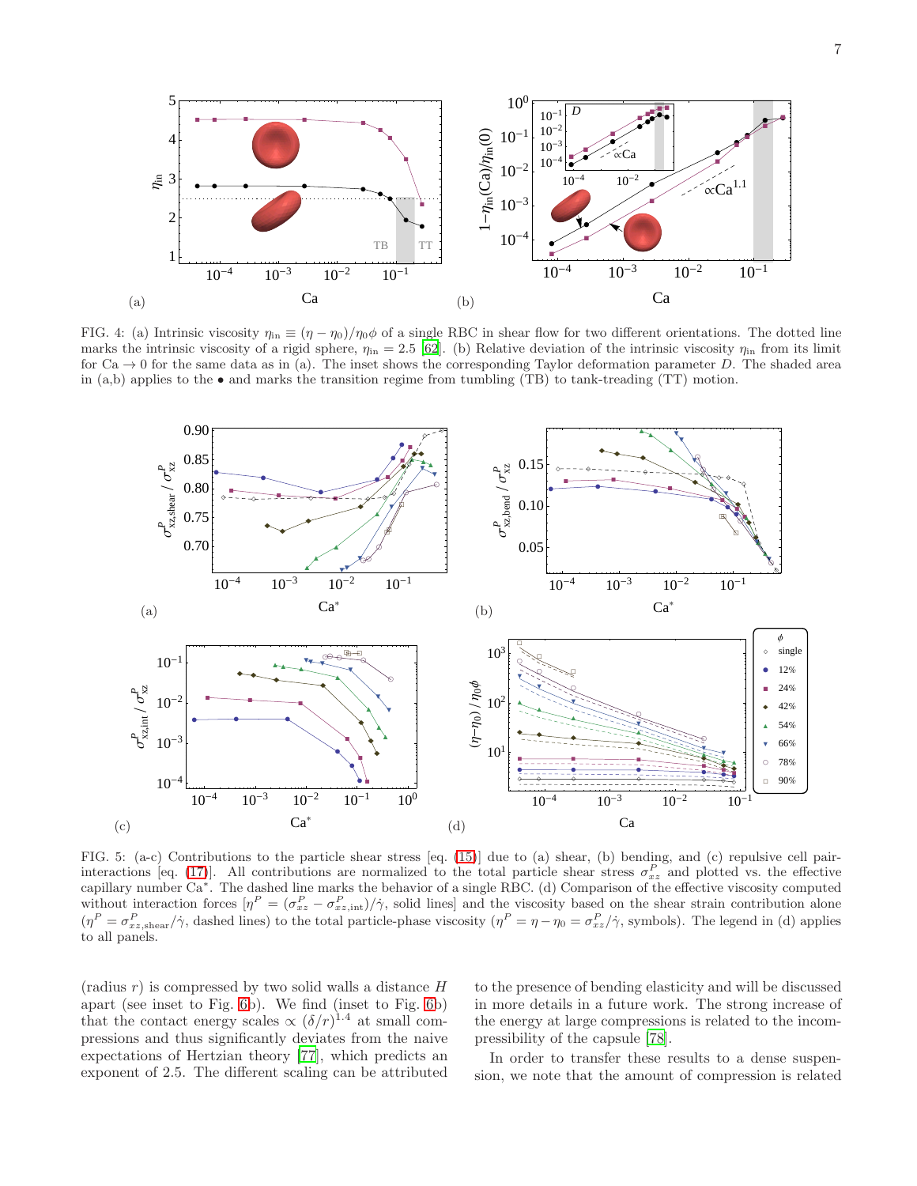FIG. 4: (a) Intrinsic viscosity $\eta_{\rm in} \equiv (\eta - \eta_0)/\eta_0\phi$ of a single RBC in shear flow for two different orientations. The dotted line marks the intrinsic viscosity of a rigid sphere, $\eta_{\rm in} = 2.5$ [62]. (b) Relative deviation of the intrinsic viscosity $\eta_{\rm in}$ from its limit for Ca $\to 0$ for the same data as in (a). The inset shows the corresponding Taylor deformation parameter $D$. The shaded area in (a,b) applies to the • and marks the transition regime from tumbling (TB) to tank-treading (TT) motion.

FIG. 5: (a-c) Contributions to the particle shear stress [eq. (15)] due to (a) shear, (b) bending, and (c) repulsive cell pair-interactions [eq. (17)]. All contributions are normalized to the total particle shear stress $\sigma^P_{xz}$ and plotted vs. the effective capillary number Ca*. The dashed line marks the behavior of a single RBC. (d) Comparison of the effective viscosity computed without interaction forces [$\eta^P = (\sigma^P_{xz} - \sigma^P_{xz,\rm int})/\dot{\gamma}$, solid lines] and the viscosity based on the shear strain contribution alone ($\eta^P = \sigma^P_{xz,\rm shear}/\dot{\gamma}$, dashed lines) to the total particle-phase viscosity ($\eta^P = \eta - \eta_0 = \sigma^P_{xz}/\dot{\gamma}$, symbols). The legend in (d) applies to all panels.

(radius $r$) is compressed by two solid walls a distance $H$ apart (see inset to Fig. 6b). We find (inset to Fig. 6b) that the contact energy scales $\propto (\delta/r)^{1.4}$ at small compressions and thus significantly deviates from the naive expectations of Hertzian theory [77], which predicts an exponent of 2.5. The different scaling can be attributed to the presence of bending elasticity and will be discussed in more details in a future work. The strong increase of the energy at large compressions is related to the incompressibility of the capsule [78].

In order to transfer these results to a dense suspension, we note that the amount of compression is related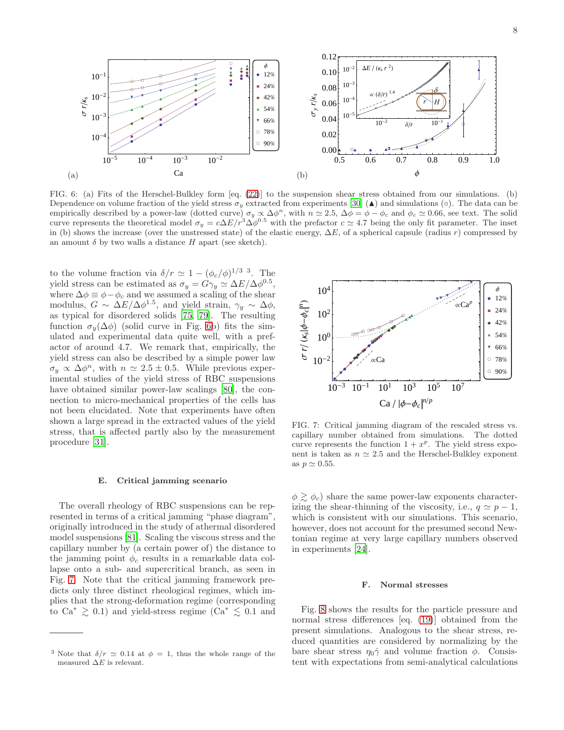FIG. 6: (a) Fits of the Herschel-Bulkley form [eq. (22)] to the suspension shear stress obtained from our simulations. (b) Dependence on volume fraction of the yield stress $\sigma_y$ extracted from experiments [30] (▲) and simulations (○). The data can be empirically described by a power-law (dotted curve) $\sigma_y \propto \Delta\phi^n$, with $n \simeq 2.5$, $\Delta\phi = \phi - \phi_c$ and $\phi_c \simeq 0.66$, see text. The solid curve represents the theoretical model $\sigma_y = c\Delta E/r^3 \Delta\phi^{0.5}$ with the prefactor $c \simeq 4.7$ being the only fit parameter. The inset in (b) shows the increase (over the unstressed state) of the elastic energy, $\Delta E$, of a spherical capsule (radius $r$) compressed by an amount $\delta$ by two walls a distance $H$ apart (see sketch).

to the volume fraction via $\delta/r \simeq 1 - (\phi_c/\phi)^{1/3}$ [3]. The yield stress can be estimated as $\sigma_y = G\gamma_y \simeq \Delta E/\Delta\phi^{0.5}$, where $\Delta\phi \equiv \phi - \phi_c$ and we assumed a scaling of the shear modulus, $G \sim \Delta E/\Delta\phi^{1.5}$, and yield strain, $\gamma_y \sim \Delta\phi$, as typical for disordered solids [75, 79]. The resulting function $\sigma_y(\Delta\phi)$ (solid curve in Fig. 6b) fits the simulated and experimental data quite well, with a prefactor of around 4.7. We remark that, empirically, the yield stress can also be described by a simple power law $\sigma_y \propto \Delta\phi^n$, with $n \simeq 2.5 \pm 0.5$. While previous experimental studies of the yield stress of RBC suspensions have obtained similar power-law scalings [80], the connection to micro-mechanical properties of the cells has not been elucidated. Note that experiments have often shown a large spread in the extracted values of the yield stress, that is affected partly also by the measurement procedure [31].

### E. Critical jamming scenario

The overall rheology of RBC suspensions can be represented in terms of a critical jamming "phase diagram", originally introduced in the study of athermal disordered model suspensions [81]. Scaling the viscous stress and the capillary number by (a certain power of) the distance to the jamming point $\phi_c$ results in a remarkable data collapse onto a sub- and supercritical branch, as seen in Fig. 7. Note that the critical jamming framework predicts only three distinct rheological regimes, which implies that the strong-deformation regime (corresponding to $\mathrm{Ca}^* \gtrsim 0.1$) and yield-stress regime ($\mathrm{Ca}^* \lesssim 0.1$ and $\phi \gtrsim \phi_c$) share the same power-law exponents characterizing the shear-thinning of the viscosity, i.e., $q \simeq p - 1$, which is consistent with our simulations. This scenario, however, does not account for the presumed second Newtonian regime at very large capillary numbers observed in experiments [24].

FIG. 7: Critical jamming diagram of the rescaled stress vs. capillary number obtained from simulations. The dotted curve represents the function $1 + x^p$. The yield stress exponent is taken as $n \simeq 2.5$ and the Herschel-Bulkley exponent as $p \simeq 0.55$.

### F. Normal stresses

Fig. 8 shows the results for the particle pressure and normal stress differences [eq. (19)] obtained from the present simulations. Analogous to the shear stress, reduced quantities are considered by normalizing by the bare shear stress $\eta_0\dot{\gamma}$ and volume fraction $\phi$. Consistent with expectations from semi-analytical calculations

[3] Note that $\delta/r \simeq 0.14$ at $\phi = 1$, thus the whole range of the measured $\Delta E$ is relevant.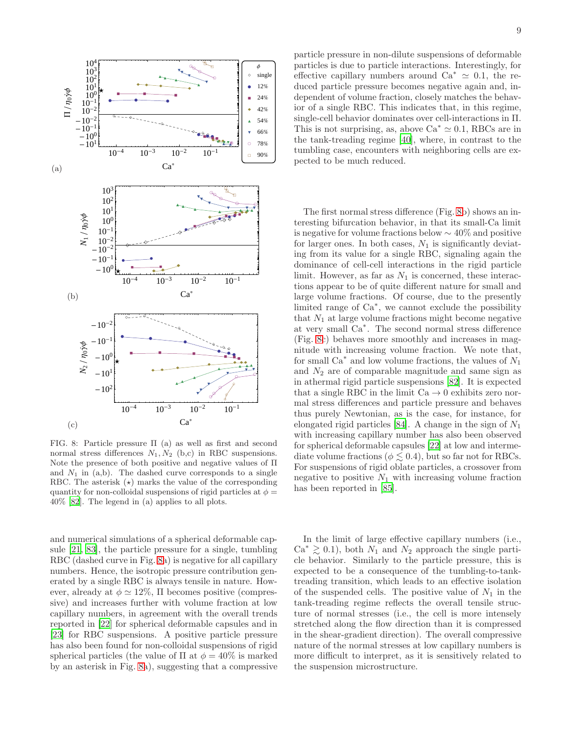FIG. 8: Particle pressure $\Pi$ (a) as well as first and second normal stress differences $N_1, N_2$ (b,c) in RBC suspensions. Note the presence of both positive and negative values of $\Pi$ and $N_1$ in (a,b). The dashed curve corresponds to a single RBC. The asterisk ($\star$) marks the value of the corresponding quantity for non-colloidal suspensions of rigid particles at $\phi = 40\%$ [82]. The legend in (a) applies to all plots.

and numerical simulations of a spherical deformable capsule [21, 83], the particle pressure for a single, tumbling RBC (dashed curve in Fig. 8a) is negative for all capillary numbers. Hence, the isotropic pressure contribution generated by a single RBC is always tensile in nature. However, already at $\phi \simeq 12\%$, $\Pi$ becomes positive (compressive) and increases further with volume fraction at low capillary numbers, in agreement with the overall trends reported in [22] for spherical deformable capsules and in [23] for RBC suspensions. A positive particle pressure has also been found for non-colloidal suspensions of rigid spherical particles (the value of $\Pi$ at $\phi = 40\%$ is marked by an asterisk in Fig. 8a), suggesting that a compressive particle pressure in non-dilute suspensions of deformable particles is due to particle interactions. Interestingly, for effective capillary numbers around $\text{Ca}^* \simeq 0.1$, the reduced particle pressure becomes negative again and, independent of volume fraction, closely matches the behavior of a single RBC. This indicates that, in this regime, single-cell behavior dominates over cell-interactions in $\Pi$. This is not surprising, as, above $\text{Ca}^* \simeq 0.1$, RBCs are in the tank-treading regime [40], where, in contrast to the tumbling case, encounters with neighboring cells are expected to be much reduced.

The first normal stress difference (Fig. 8b) shows an interesting bifurcation behavior, in that its small-Ca limit is negative for volume fractions below $\sim 40\%$ and positive for larger ones. In both cases, $N_1$ is significantly deviating from its value for a single RBC, signaling again the dominance of cell-cell interactions in the rigid particle limit. However, as far as $N_1$ is concerned, these interactions appear to be of quite different nature for small and large volume fractions. Of course, due to the presently limited range of $\text{Ca}^*$, we cannot exclude the possibility that $N_1$ at large volume fractions might become negative at very small $\text{Ca}^*$. The second normal stress difference (Fig. 8c) behaves more smoothly and increases in magnitude with increasing volume fraction. We note that, for small $\text{Ca}^*$ and low volume fractions, the values of $N_1$ and $N_2$ are of comparable magnitude and same sign as in athermal rigid particle suspensions [82]. It is expected that a single RBC in the limit $\text{Ca} \to 0$ exhibits zero normal stress differences and particle pressure and behaves thus purely Newtonian, as is the case, for instance, for elongated rigid particles [84]. A change in the sign of $N_1$ with increasing capillary number has also been observed for spherical deformable capsules [22] at low and intermediate volume fractions ($\phi \lesssim 0.4$), but so far not for RBCs. For suspensions of rigid oblate particles, a crossover from negative to positive $N_1$ with increasing volume fraction has been reported in [85].

In the limit of large effective capillary numbers (i.e., $\text{Ca}^* \gtrsim 0.1$), both $N_1$ and $N_2$ approach the single particle behavior. Similarly to the particle pressure, this is expected to be a consequence of the tumbling-to-tank-treading transition, which leads to an effective isolation of the suspended cells. The positive value of $N_1$ in the tank-treading regime reflects the overall tensile structure of normal stresses (i.e., the cell is more intensely stretched along the flow direction than it is compressed in the shear-gradient direction). The overall compressive nature of the normal stresses at low capillary numbers is more difficult to interpret, as it is sensitively related to the suspension microstructure.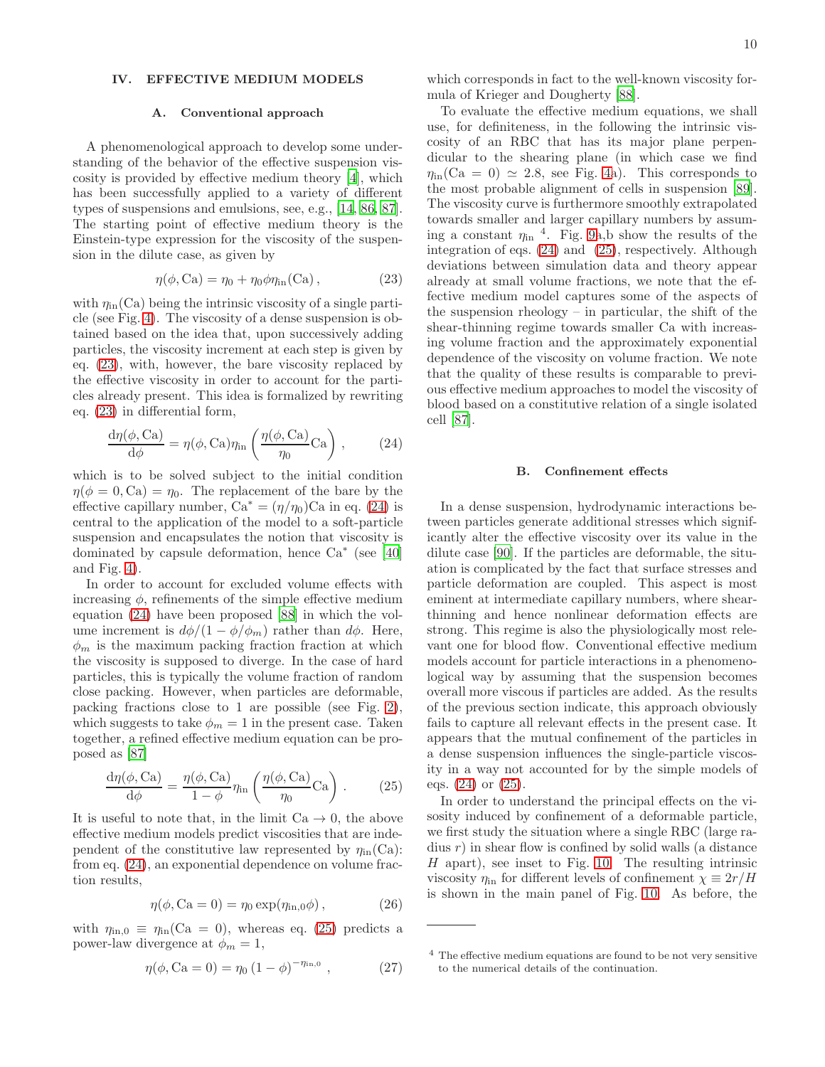## IV. EFFECTIVE MEDIUM MODELS

### A. Conventional approach

A phenomenological approach to develop some understanding of the behavior of the effective suspension viscosity is provided by effective medium theory [4], which has been successfully applied to a variety of different types of suspensions and emulsions, see, e.g., [14, 86, 87]. The starting point of effective medium theory is the Einstein-type expression for the viscosity of the suspension in the dilute case, as given by

$$\eta(\phi, \mathrm{Ca}) = \eta_0 + \eta_0 \phi \eta_{\mathrm{in}}(\mathrm{Ca}) \,, \tag{23}$$

with $\eta_{\mathrm{in}}(\mathrm{Ca})$ being the intrinsic viscosity of a single particle (see Fig. 4). The viscosity of a dense suspension is obtained based on the idea that, upon successively adding particles, the viscosity increment at each step is given by eq. (23), with, however, the bare viscosity replaced by the effective viscosity in order to account for the particles already present. This idea is formalized by rewriting eq. (23) in differential form,

$$\frac{\mathrm{d}\eta(\phi, \mathrm{Ca})}{\mathrm{d}\phi} = \eta(\phi, \mathrm{Ca}) \eta_{\mathrm{in}} \left( \frac{\eta(\phi, \mathrm{Ca})}{\eta_0} \mathrm{Ca} \right) , \tag{24}$$

which is to be solved subject to the initial condition $\eta(\phi = 0, \mathrm{Ca}) = \eta_0$. The replacement of the bare by the effective capillary number, $\mathrm{Ca}^* = (\eta/\eta_0)\mathrm{Ca}$ in eq. (24) is central to the application of the model to a soft-particle suspension and encapsulates the notion that viscosity is dominated by capsule deformation, hence $\mathrm{Ca}^*$ (see [40] and Fig. 4).

In order to account for excluded volume effects with increasing $\phi$, refinements of the simple effective medium equation (24) have been proposed [88] in which the volume increment is $d\phi/(1-\phi/\phi_m)$ rather than $d\phi$. Here, $\phi_m$ is the maximum packing fraction fraction at which the viscosity is supposed to diverge. In the case of hard particles, this is typically the volume fraction of random close packing. However, when particles are deformable, packing fractions close to 1 are possible (see Fig. 2), which suggests to take $\phi_m = 1$ in the present case. Taken together, a refined effective medium equation can be proposed as [87]

$$\frac{\mathrm{d}\eta(\phi, \mathrm{Ca})}{\mathrm{d}\phi} = \frac{\eta(\phi, \mathrm{Ca})}{1-\phi} \eta_{\mathrm{in}} \left( \frac{\eta(\phi, \mathrm{Ca})}{\eta_0} \mathrm{Ca} \right) . \tag{25}$$

It is useful to note that, in the limit $\mathrm{Ca} \to 0$, the above effective medium models predict viscosities that are independent of the constitutive law represented by $\eta_{\mathrm{in}}(\mathrm{Ca})$: from eq. (24), an exponential dependence on volume fraction results,

$$\eta(\phi, \mathrm{Ca} = 0) = \eta_0 \exp(\eta_{\mathrm{in},0}\phi) \,, \tag{26}$$

with $\eta_{\mathrm{in},0} \equiv \eta_{\mathrm{in}}(\mathrm{Ca} = 0)$, whereas eq. (25) predicts a power-law divergence at $\phi_m = 1$,

$$\eta(\phi, \mathrm{Ca} = 0) = \eta_0 \left(1 - \phi\right)^{-\eta_{\mathrm{in},0}} \,, \tag{27}$$

which corresponds in fact to the well-known viscosity formula of Krieger and Dougherty [88].

To evaluate the effective medium equations, we shall use, for definiteness, in the following the intrinsic viscosity of an RBC that has its major plane perpendicular to the shearing plane (in which case we find $\eta_{\mathrm{in}}(\mathrm{Ca} = 0) \simeq 2.8$, see Fig. 4a). This corresponds to the most probable alignment of cells in suspension [89]. The viscosity curve is furthermore smoothly extrapolated towards smaller and larger capillary numbers by assuming a constant $\eta_{\mathrm{in}}$ [4]. Fig. 9a,b show the results of the integration of eqs. (24) and (25), respectively. Although deviations between simulation data and theory appear already at small volume fractions, we note that the effective medium model captures some of the aspects of the suspension rheology – in particular, the shift of the shear-thinning regime towards smaller Ca with increasing volume fraction and the approximately exponential dependence of the viscosity on volume fraction. We note that the quality of these results is comparable to previous effective medium approaches to model the viscosity of blood based on a constitutive relation of a single isolated cell [87].

[4] The effective medium equations are found to be not very sensitive to the numerical details of the continuation.

### B. Confinement effects

In a dense suspension, hydrodynamic interactions between particles generate additional stresses which significantly alter the effective viscosity over its value in the dilute case [90]. If the particles are deformable, the situation is complicated by the fact that surface stresses and particle deformation are coupled. This aspect is most eminent at intermediate capillary numbers, where shear-thinning and hence nonlinear deformation effects are strong. This regime is also the physiologically most relevant one for blood flow. Conventional effective medium models account for particle interactions in a phenomenological way by assuming that the suspension becomes overall more viscous if particles are added. As the results of the previous section indicate, this approach obviously fails to capture all relevant effects in the present case. It appears that the mutual confinement of the particles in a dense suspension influences the single-particle viscosity in a way not accounted for by the simple models of eqs. (24) or (25).

In order to understand the principal effects on the viscosity induced by confinement of a deformable particle, we first study the situation where a single RBC (large radius $r$) in shear flow is confined by solid walls (a distance $H$ apart), see inset to Fig. 10. The resulting intrinsic viscosity $\eta_{\mathrm{in}}$ for different levels of confinement $\chi \equiv 2r/H$ is shown in the main panel of Fig. 10. As before, the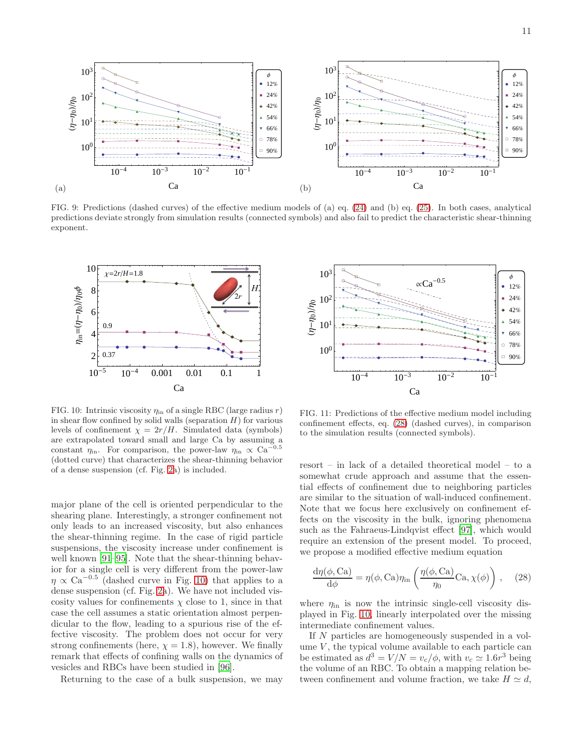FIG. 9: Predictions (dashed curves) of the effective medium models of (a) eq. (24) and (b) eq. (25). In both cases, analytical predictions deviate strongly from simulation results (connected symbols) and also fail to predict the characteristic shear-thinning exponent.

FIG. 10: Intrinsic viscosity $\eta_{\rm in}$ of a single RBC (large radius $r$) in shear flow confined by solid walls (separation $H$) for various levels of confinement $\chi = 2r/H$. Simulated data (symbols) are extrapolated toward small and large Ca by assuming a constant $\eta_{\rm in}$. For comparison, the power-law $\eta_{\rm in} \propto \mathrm{Ca}^{-0.5}$ (dotted curve) that characterizes the shear-thinning behavior of a dense suspension (cf. Fig. 2a) is included.

FIG. 11: Predictions of the effective medium model including confinement effects, eq. (28) (dashed curves), in comparison to the simulation results (connected symbols).

major plane of the cell is oriented perpendicular to the shearing plane. Interestingly, a stronger confinement not only leads to an increased viscosity, but also enhances the shear-thinning regime. In the case of rigid particle suspensions, the viscosity increase under confinement is well known [91–95]. Note that the shear-thinning behavior for a single cell is very different from the power-law $\eta \propto \mathrm{Ca}^{-0.5}$ (dashed curve in Fig. 10) that applies to a dense suspension (cf. Fig. 2a). We have not included viscosity values for confinements $\chi$ close to 1, since in that case the cell assumes a static orientation almost perpendicular to the flow, leading to a spurious rise of the effective viscosity. The problem does not occur for very strong confinements (here, $\chi = 1.8$), however. We finally remark that effects of confining walls on the dynamics of vesicles and RBCs have been studied in [96].

Returning to the case of a bulk suspension, we may resort – in lack of a detailed theoretical model – to a somewhat crude approach and assume that the essential effects of confinement due to neighboring particles are similar to the situation of wall-induced confinement. Note that we focus here exclusively on confinement effects on the viscosity in the bulk, ignoring phenomena such as the Fahraeus-Lindqvist effect [97], which would require an extension of the present model. To proceed, we propose a modified effective medium equation

$$\frac{\mathrm{d}\eta(\phi,\mathrm{Ca})}{\mathrm{d}\phi} = \eta(\phi,\mathrm{Ca})\eta_{\rm in}\left(\frac{\eta(\phi,\mathrm{Ca})}{\eta_0}\mathrm{Ca},\chi(\phi)\right), \quad (28)$$

where $\eta_{\rm in}$ is now the intrinsic single-cell viscosity displayed in Fig. 10, linearly interpolated over the missing intermediate confinement values.

If $N$ particles are homogeneously suspended in a volume $V$, the typical volume available to each particle can be estimated as $d^3 = V/N = v_c/\phi$, with $v_c \simeq 1.6r^3$ being the volume of an RBC. To obtain a mapping relation between confinement and volume fraction, we take $H \simeq d$,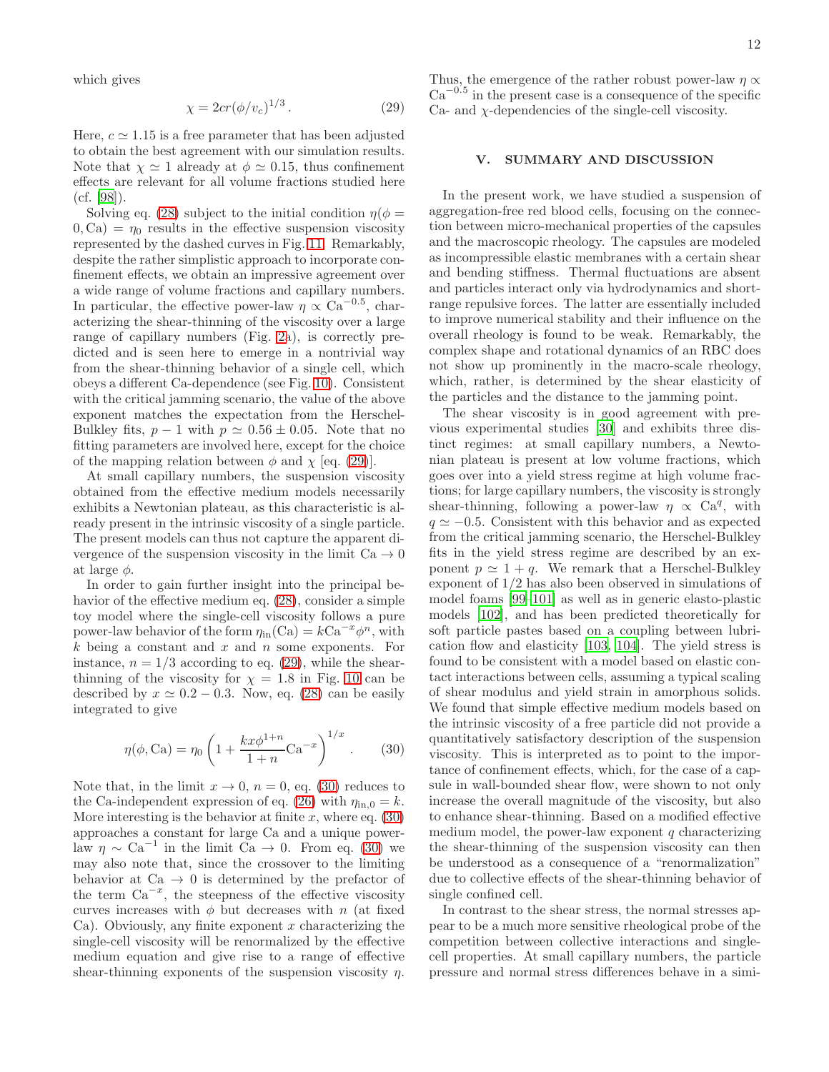which gives

$$\chi = 2cr(\phi/v_c)^{1/3}\,. \tag{29}$$

Here, $c \simeq 1.15$ is a free parameter that has been adjusted to obtain the best agreement with our simulation results. Note that $\chi \simeq 1$ already at $\phi \simeq 0.15$, thus confinement effects are relevant for all volume fractions studied here (cf. [98]).

Solving eq. (28) subject to the initial condition $\eta(\phi = 0, \mathrm{Ca}) = \eta_0$ results in the effective suspension viscosity represented by the dashed curves in Fig. 11. Remarkably, despite the rather simplistic approach to incorporate confinement effects, we obtain an impressive agreement over a wide range of volume fractions and capillary numbers. In particular, the effective power-law $\eta \propto \mathrm{Ca}^{-0.5}$, characterizing the shear-thinning of the viscosity over a large range of capillary numbers (Fig. 2a), is correctly predicted and is seen here to emerge in a nontrivial way from the shear-thinning behavior of a single cell, which obeys a different Ca-dependence (see Fig. 10). Consistent with the critical jamming scenario, the value of the above exponent matches the expectation from the Herschel-Bulkley fits, $p - 1$ with $p \simeq 0.56 \pm 0.05$. Note that no fitting parameters are involved here, except for the choice of the mapping relation between $\phi$ and $\chi$ [eq. (29)].

At small capillary numbers, the suspension viscosity obtained from the effective medium models necessarily exhibits a Newtonian plateau, as this characteristic is already present in the intrinsic viscosity of a single particle. The present models can thus not capture the apparent divergence of the suspension viscosity in the limit $\mathrm{Ca} \to 0$ at large $\phi$.

In order to gain further insight into the principal behavior of the effective medium eq. (28), consider a simple toy model where the single-cell viscosity follows a pure power-law behavior of the form $\eta_{\mathrm{in}}(\mathrm{Ca}) = k\mathrm{Ca}^{-x}\phi^n$, with $k$ being a constant and $x$ and $n$ some exponents. For instance, $n = 1/3$ according to eq. (29), while the shear-thinning of the viscosity for $\chi = 1.8$ in Fig. 10 can be described by $x \simeq 0.2 - 0.3$. Now, eq. (28) can be easily integrated to give

$$\eta(\phi, \mathrm{Ca}) = \eta_0 \left(1 + \frac{kx\phi^{1+n}}{1+n}\mathrm{Ca}^{-x}\right)^{1/x}\,. \tag{30}$$

Note that, in the limit $x \to 0$, $n = 0$, eq. (30) reduces to the Ca-independent expression of eq. (26) with $\eta_{\mathrm{in},0} = k$. More interesting is the behavior at finite $x$, where eq. (30) approaches a constant for large Ca and a unique power-law $\eta \sim \mathrm{Ca}^{-1}$ in the limit $\mathrm{Ca} \to 0$. From eq. (30) we may also note that, since the crossover to the limiting behavior at $\mathrm{Ca} \to 0$ is determined by the prefactor of the term $\mathrm{Ca}^{-x}$, the steepness of the effective viscosity curves increases with $\phi$ but decreases with $n$ (at fixed Ca). Obviously, any finite exponent $x$ characterizing the single-cell viscosity will be renormalized by the effective medium equation and give rise to a range of effective shear-thinning exponents of the suspension viscosity $\eta$. Thus, the emergence of the rather robust power-law $\eta \propto \mathrm{Ca}^{-0.5}$ in the present case is a consequence of the specific Ca- and $\chi$-dependencies of the single-cell viscosity.

## V. SUMMARY AND DISCUSSION

In the present work, we have studied a suspension of aggregation-free red blood cells, focusing on the connection between micro-mechanical properties of the capsules and the macroscopic rheology. The capsules are modeled as incompressible elastic membranes with a certain shear and bending stiffness. Thermal fluctuations are absent and particles interact only via hydrodynamics and short-range repulsive forces. The latter are essentially included to improve numerical stability and their influence on the overall rheology is found to be weak. Remarkably, the complex shape and rotational dynamics of an RBC does not show up prominently in the macro-scale rheology, which, rather, is determined by the shear elasticity of the particles and the distance to the jamming point.

The shear viscosity is in good agreement with previous experimental studies [30] and exhibits three distinct regimes: at small capillary numbers, a Newtonian plateau is present at low volume fractions, which goes over into a yield stress regime at high volume fractions; for large capillary numbers, the viscosity is strongly shear-thinning, following a power-law $\eta \propto \mathrm{Ca}^q$, with $q \simeq -0.5$. Consistent with this behavior and as expected from the critical jamming scenario, the Herschel-Bulkley fits in the yield stress regime are described by an exponent $p \simeq 1 + q$. We remark that a Herschel-Bulkley exponent of $1/2$ has also been observed in simulations of model foams [99–101] as well as in generic elasto-plastic models [102], and has been predicted theoretically for soft particle pastes based on a coupling between lubrication flow and elasticity [103, 104]. The yield stress is found to be consistent with a model based on elastic contact interactions between cells, assuming a typical scaling of shear modulus and yield strain in amorphous solids. We found that simple effective medium models based on the intrinsic viscosity of a free particle did not provide a quantitatively satisfactory description of the suspension viscosity. This is interpreted as to point to the importance of confinement effects, which, for the case of a capsule in wall-bounded shear flow, were shown to not only increase the overall magnitude of the viscosity, but also to enhance shear-thinning. Based on a modified effective medium model, the power-law exponent $q$ characterizing the shear-thinning of the suspension viscosity can then be understood as a consequence of a "renormalization" due to collective effects of the shear-thinning behavior of single confined cell.

In contrast to the shear stress, the normal stresses appear to be a much more sensitive rheological probe of the competition between collective interactions and single-cell properties. At small capillary numbers, the particle pressure and normal stress differences behave in a simi-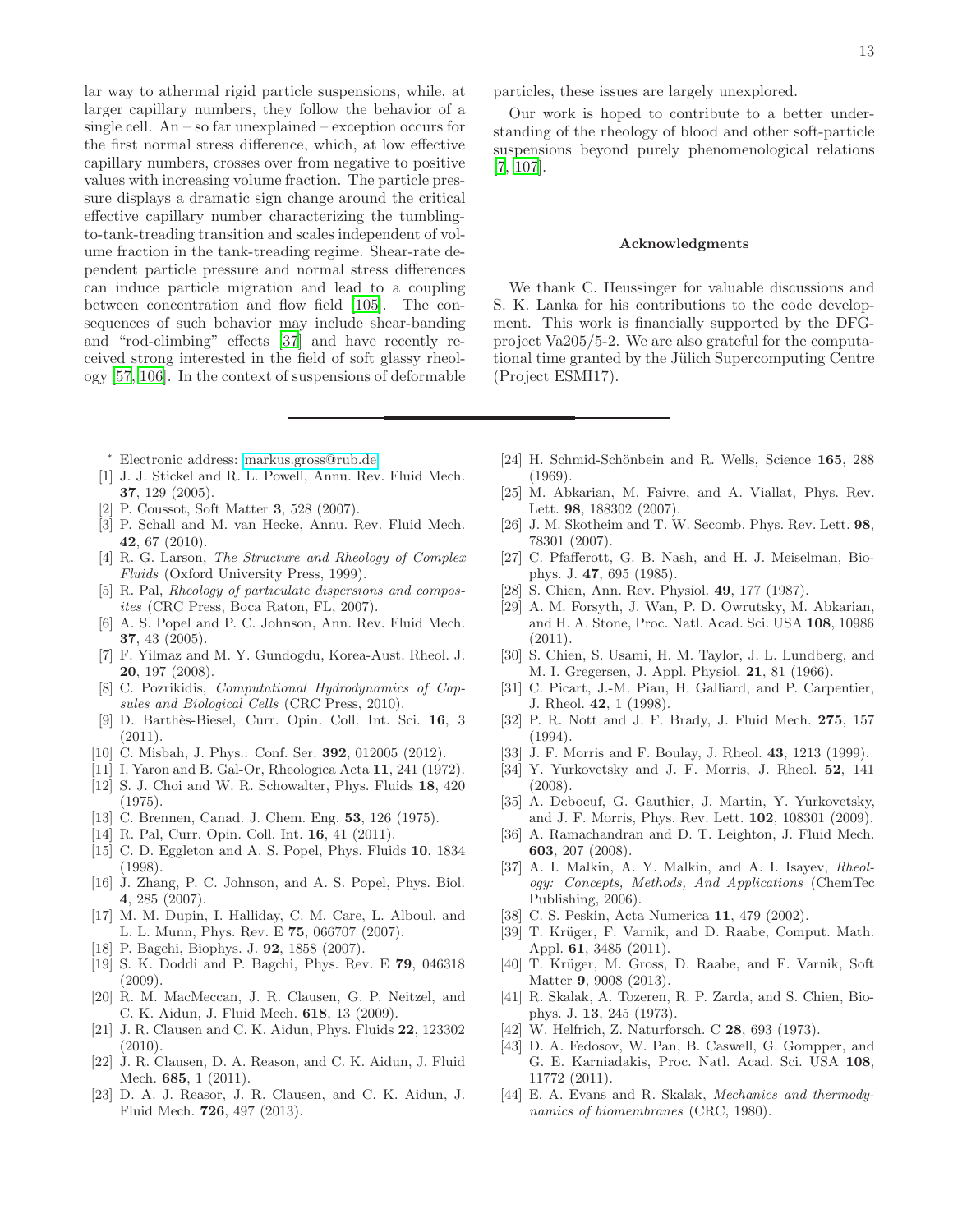lar way to athermal rigid particle suspensions, while, at larger capillary numbers, they follow the behavior of a single cell. An – so far unexplained – exception occurs for the first normal stress difference, which, at low effective capillary numbers, crosses over from negative to positive values with increasing volume fraction. The particle pressure displays a dramatic sign change around the critical effective capillary number characterizing the tumbling-to-tank-treading transition and scales independent of volume fraction in the tank-treading regime. Shear-rate dependent particle pressure and normal stress differences can induce particle migration and lead to a coupling between concentration and flow field [105]. The consequences of such behavior may include shear-banding and "rod-climbing" effects [37] and have recently received strong interested in the field of soft glassy rheology [57, 106]. In the context of suspensions of deformable particles, these issues are largely unexplored.

Our work is hoped to contribute to a better understanding of the rheology of blood and other soft-particle suspensions beyond purely phenomenological relations [7, 107].

### Acknowledgments

We thank C. Heussinger for valuable discussions and S. K. Lanka for his contributions to the code development. This work is financially supported by the DFG-project Va205/5-2. We are also grateful for the computational time granted by the Jülich Supercomputing Centre (Project ESMI17).

---

* Electronic address: markus.gross@rub.de

- [1] J. J. Stickel and R. L. Powell, Annu. Rev. Fluid Mech. **37**, 129 (2005).
- [2] P. Coussot, Soft Matter **3**, 528 (2007).
- [3] P. Schall and M. van Hecke, Annu. Rev. Fluid Mech. **42**, 67 (2010).
- [4] R. G. Larson, *The Structure and Rheology of Complex Fluids* (Oxford University Press, 1999).
- [5] R. Pal, *Rheology of particulate dispersions and composites* (CRC Press, Boca Raton, FL, 2007).
- [6] A. S. Popel and P. C. Johnson, Annu. Rev. Fluid Mech. **37**, 43 (2005).
- [7] F. Yilmaz and M. Y. Gundogdu, Korea-Aust. Rheol. J. **20**, 197 (2008).
- [8] C. Pozrikidis, *Computational Hydrodynamics of Capsules and Biological Cells* (CRC Press, 2010).
- [9] D. Barthès-Biesel, Curr. Opin. Coll. Int. Sci. **16**, 3 (2011).
- [10] C. Misbah, J. Phys.: Conf. Ser. **392**, 012005 (2012).
- [11] I. Yaron and B. Gal-Or, Rheologica Acta **11**, 241 (1972).
- [12] S. J. Choi and W. R. Schowalter, Phys. Fluids **18**, 420 (1975).
- [13] C. Brennen, Canad. J. Chem. Eng. **53**, 126 (1975).
- [14] R. Pal, Curr. Opin. Coll. Int. **16**, 41 (2011).
- [15] C. D. Eggleton and A. S. Popel, Phys. Fluids **10**, 1834 (1998).
- [16] J. Zhang, P. C. Johnson, and A. S. Popel, Phys. Biol. **4**, 285 (2007).
- [17] M. M. Dupin, I. Halliday, C. M. Care, L. Alboul, and L. L. Munn, Phys. Rev. E **75**, 066707 (2007).
- [18] P. Bagchi, Biophys. J. **92**, 1858 (2007).
- [19] S. K. Doddi and P. Bagchi, Phys. Rev. E **79**, 046318 (2009).
- [20] R. M. MacMeccan, J. R. Clausen, G. P. Neitzel, and C. K. Aidun, J. Fluid Mech. **618**, 13 (2009).
- [21] J. R. Clausen and C. K. Aidun, Phys. Fluids **22**, 123302 (2010).
- [22] J. R. Clausen, D. A. Reason, and C. K. Aidun, J. Fluid Mech. **685**, 1 (2011).
- [23] D. A. J. Reasor, J. R. Clausen, and C. K. Aidun, J. Fluid Mech. **726**, 497 (2013).
- [24] H. Schmid-Schönbein and R. Wells, Science **165**, 288 (1969).
- [25] M. Abkarian, M. Faivre, and A. Viallat, Phys. Rev. Lett. **98**, 188302 (2007).
- [26] J. M. Skotheim and T. W. Secomb, Phys. Rev. Lett. **98**, 78301 (2007).
- [27] C. Pfafferott, G. B. Nash, and H. J. Meiselman, Biophys. J. **47**, 695 (1985).
- [28] S. Chien, Ann. Rev. Physiol. **49**, 177 (1987).
- [29] A. M. Forsyth, J. Wan, P. D. Owrutsky, M. Abkarian, and H. A. Stone, Proc. Natl. Acad. Sci. USA **108**, 10986 (2011).
- [30] S. Chien, S. Usami, H. M. Taylor, J. L. Lundberg, and M. I. Gregersen, J. Appl. Physiol. **21**, 81 (1966).
- [31] C. Picart, J.-M. Piau, H. Galliard, and P. Carpentier, J. Rheol. **42**, 1 (1998).
- [32] P. R. Nott and J. F. Brady, J. Fluid Mech. **275**, 157 (1994).
- [33] J. F. Morris and F. Boulay, J. Rheol. **43**, 1213 (1999).
- [34] Y. Yurkovetsky and J. F. Morris, J. Rheol. **52**, 141 (2008).
- [35] A. Deboeuf, G. Gauthier, J. Martin, Y. Yurkovetsky, and J. F. Morris, Phys. Rev. Lett. **102**, 108301 (2009).
- [36] A. Ramachandran and D. T. Leighton, J. Fluid Mech. **603**, 207 (2008).
- [37] A. I. Malkin, A. Y. Malkin, and A. I. Isayev, *Rheology: Concepts, Methods, And Applications* (ChemTec Publishing, 2006).
- [38] C. S. Peskin, Acta Numerica **11**, 479 (2002).
- [39] T. Krüger, F. Varnik, and D. Raabe, Comput. Math. Appl. **61**, 3485 (2011).
- [40] T. Krüger, M. Gross, D. Raabe, and F. Varnik, Soft Matter **9**, 9008 (2013).
- [41] R. Skalak, A. Tozeren, R. P. Zarda, and S. Chien, Biophys. J. **13**, 245 (1973).
- [42] W. Helfrich, Z. Naturforsch. C **28**, 693 (1973).
- [43] D. A. Fedosov, W. Pan, B. Caswell, G. Gompper, and G. E. Karniadakis, Proc. Natl. Acad. Sci. USA **108**, 11772 (2011).
- [44] E. A. Evans and R. Skalak, *Mechanics and thermodynamics of biomembranes* (CRC, 1980).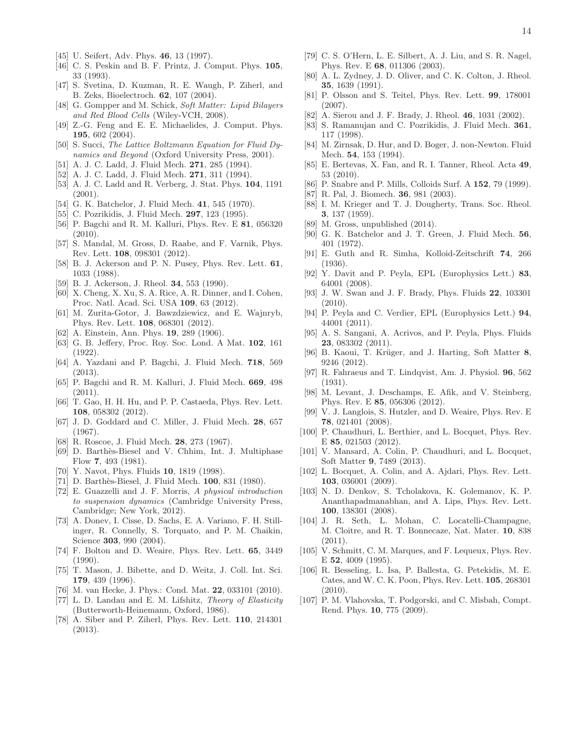[45] U. Seifert, Adv. Phys. **46**, 13 (1997).
[46] C. S. Peskin and B. F. Printz, J. Comput. Phys. **105**, 33 (1993).
[47] S. Svetina, D. Kuzman, R. E. Waugh, P. Ziherl, and B. Zeks, Bioelectroch. **62**, 107 (2004).
[48] G. Gompper and M. Schick, *Soft Matter: Lipid Bilayers and Red Blood Cells* (Wiley-VCH, 2008).
[49] Z.-G. Feng and E. E. Michaelides, J. Comput. Phys. **195**, 602 (2004).
[50] S. Succi, *The Lattice Boltzmann Equation for Fluid Dynamics and Beyond* (Oxford University Press, 2001).
[51] A. J. C. Ladd, J. Fluid Mech. **271**, 285 (1994).
[52] A. J. C. Ladd, J. Fluid Mech. **271**, 311 (1994).
[53] A. J. C. Ladd and R. Verberg, J. Stat. Phys. **104**, 1191 (2001).
[54] G. K. Batchelor, J. Fluid Mech. **41**, 545 (1970).
[55] C. Pozrikidis, J. Fluid Mech. **297**, 123 (1995).
[56] P. Bagchi and R. M. Kalluri, Phys. Rev. E **81**, 056320 (2010).
[57] S. Mandal, M. Gross, D. Raabe, and F. Varnik, Phys. Rev. Lett. **108**, 098301 (2012).
[58] B. J. Ackerson and P. N. Pusey, Phys. Rev. Lett. **61**, 1033 (1988).
[59] B. J. Ackerson, J. Rheol. **34**, 553 (1990).
[60] X. Cheng, X. Xu, S. A. Rice, A. R. Dinner, and I. Cohen, Proc. Natl. Acad. Sci. USA **109**, 63 (2012).
[61] M. Zurita-Gotor, J. Bawzdziewicz, and E. Wajnryb, Phys. Rev. Lett. **108**, 068301 (2012).
[62] A. Einstein, Ann. Phys. **19**, 289 (1906).
[63] G. B. Jeffery, Proc. Roy. Soc. Lond. A Mat. **102**, 161 (1922).
[64] A. Yazdani and P. Bagchi, J. Fluid Mech. **718**, 569 (2013).
[65] P. Bagchi and R. M. Kalluri, J. Fluid Mech. **669**, 498 (2011).
[66] T. Gao, H. H. Hu, and P. P. Castaeda, Phys. Rev. Lett. **108**, 058302 (2012).
[67] J. D. Goddard and C. Miller, J. Fluid Mech. **28**, 657 (1967).
[68] R. Roscoe, J. Fluid Mech. **28**, 273 (1967).
[69] D. Barthès-Biesel and V. Chhim, Int. J. Multiphase Flow **7**, 493 (1981).
[70] Y. Navot, Phys. Fluids **10**, 1819 (1998).
[71] D. Barthès-Biesel, J. Fluid Mech. **100**, 831 (1980).
[72] E. Guazzelli and J. F. Morris, *A physical introduction to suspension dynamics* (Cambridge University Press, Cambridge; New York, 2012).
[73] A. Donev, I. Cisse, D. Sachs, E. A. Variano, F. H. Stillinger, R. Connelly, S. Torquato, and P. M. Chaikin, Science **303**, 990 (2004).
[74] F. Bolton and D. Weaire, Phys. Rev. Lett. **65**, 3449 (1990).
[75] T. Mason, J. Bibette, and D. Weitz, J. Coll. Int. Sci. **179**, 439 (1996).
[76] M. van Hecke, J. Phys.: Cond. Mat. **22**, 033101 (2010).
[77] L. D. Landau and E. M. Lifshitz, *Theory of Elasticity* (Butterworth-Heinemann, Oxford, 1986).
[78] A. Siber and P. Ziherl, Phys. Rev. Lett. **110**, 214301 (2013).
[79] C. S. O'Hern, L. E. Silbert, A. J. Liu, and S. R. Nagel, Phys. Rev. E **68**, 011306 (2003).
[80] A. L. Zydney, J. D. Oliver, and C. K. Colton, J. Rheol. **35**, 1639 (1991).
[81] P. Olsson and S. Teitel, Phys. Rev. Lett. **99**, 178001 (2007).
[82] A. Sierou and J. F. Brady, J. Rheol. **46**, 1031 (2002).
[83] S. Ramanujan and C. Pozrikidis, J. Fluid Mech. **361**, 117 (1998).
[84] M. Zirnsak, D. Hur, and D. Boger, J. non-Newton. Fluid Mech. **54**, 153 (1994).
[85] E. Bertevas, X. Fan, and R. I. Tanner, Rheol. Acta **49**, 53 (2010).
[86] P. Snabre and P. Mills, Colloids Surf. A **152**, 79 (1999).
[87] R. Pal, J. Biomech. **36**, 981 (2003).
[88] I. M. Krieger and T. J. Dougherty, Trans. Soc. Rheol. **3**, 137 (1959).
[89] M. Gross, unpublished (2014).
[90] G. K. Batchelor and J. T. Green, J. Fluid Mech. **56**, 401 (1972).
[91] E. Guth and R. Simha, Kolloid-Zeitschrift **74**, 266 (1936).
[92] Y. Davit and P. Peyla, EPL (Europhysics Lett.) **83**, 64001 (2008).
[93] J. W. Swan and J. F. Brady, Phys. Fluids **22**, 103301 (2010).
[94] P. Peyla and C. Verdier, EPL (Europhysics Lett.) **94**, 44001 (2011).
[95] A. S. Sangani, A. Acrivos, and P. Peyla, Phys. Fluids **23**, 083302 (2011).
[96] B. Kaoui, T. Krüger, and J. Harting, Soft Matter **8**, 9246 (2012).
[97] R. Fahraeus and T. Lindqvist, Am. J. Physiol. **96**, 562 (1931).
[98] M. Levant, J. Deschamps, E. Afik, and V. Steinberg, Phys. Rev. E **85**, 056306 (2012).
[99] V. J. Langlois, S. Hutzler, and D. Weaire, Phys. Rev. E **78**, 021401 (2008).
[100] P. Chaudhuri, L. Berthier, and L. Bocquet, Phys. Rev. E **85**, 021503 (2012).
[101] V. Mansard, A. Colin, P. Chaudhuri, and L. Bocquet, Soft Matter **9**, 7489 (2013).
[102] L. Bocquet, A. Colin, and A. Ajdari, Phys. Rev. Lett. **103**, 036001 (2009).
[103] N. D. Denkov, S. Tcholakova, K. Golemanov, K. P. Ananthapadmanabhan, and A. Lips, Phys. Rev. Lett. **100**, 138301 (2008).
[104] J. R. Seth, L. Mohan, C. Locatelli-Champagne, M. Cloitre, and R. T. Bonnecaze, Nat. Mater. **10**, 838 (2011).
[105] V. Schmitt, C. M. Marques, and F. Lequeux, Phys. Rev. E **52**, 4009 (1995).
[106] R. Besseling, L. Isa, P. Ballesta, G. Petekidis, M. E. Cates, and W. C. K. Poon, Phys. Rev. Lett. **105**, 268301 (2010).
[107] P. M. Vlahovska, T. Podgorski, and C. Misbah, Compt. Rend. Phys. **10**, 775 (2009).